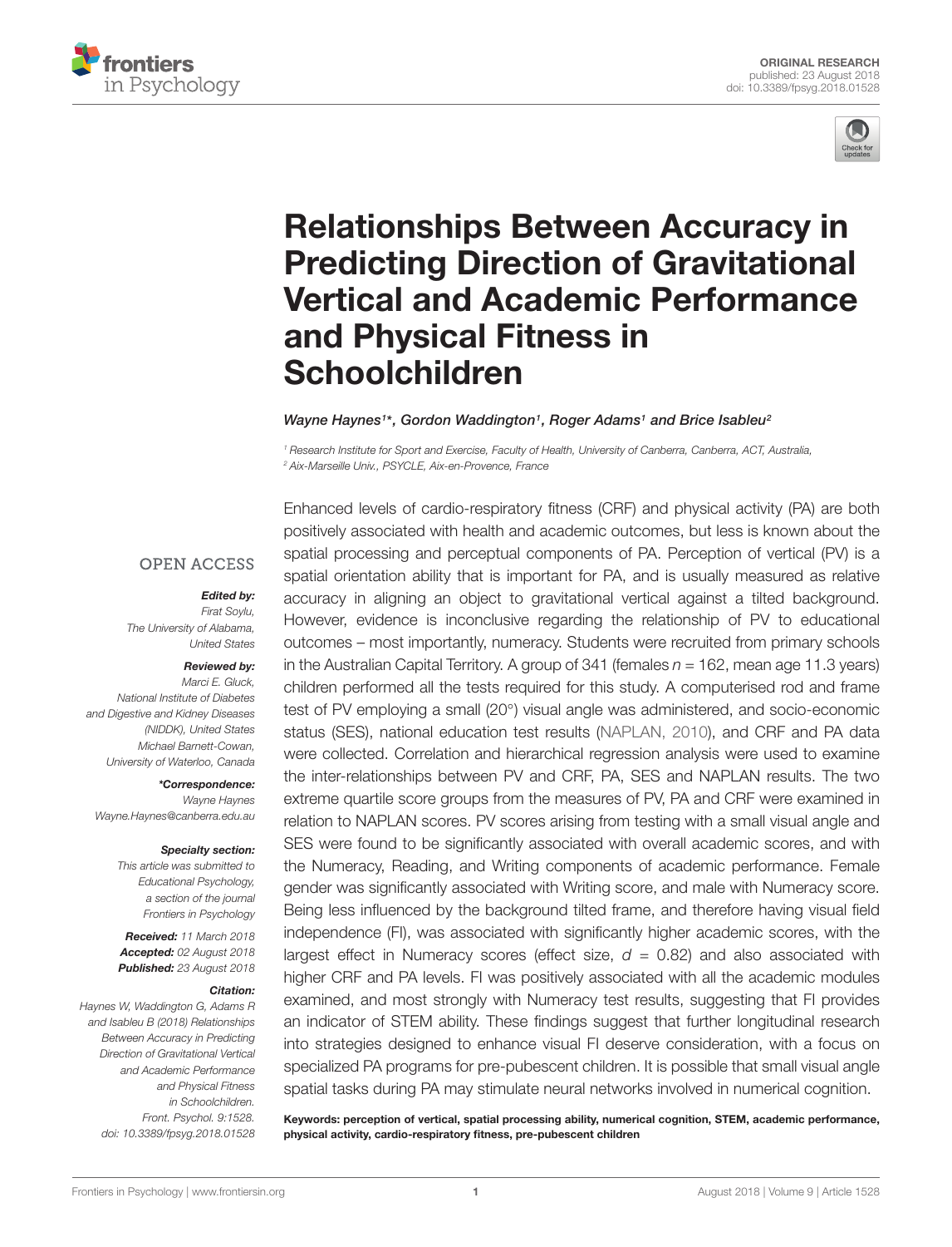ORIGINAL RESEARCH
published: 23 August 2018
doi: 10.3389/fpsyg.2018.01528

# Relationships Between Accuracy in Predicting Direction of Gravitational Vertical and Academic Performance and Physical Fitness in Schoolchildren

*Wayne Haynes[1]\*, Gordon Waddington[1], Roger Adams[1] and Brice Isableu[2]*

[1] Research Institute for Sport and Exercise, Faculty of Health, University of Canberra, Canberra, ACT, Australia,
[2] Aix-Marseille Univ., PSYCLE, Aix-en-Provence, France

OPEN ACCESS

**Edited by:**
Firat Soylu,
The University of Alabama,
United States

**Reviewed by:**
Marci E. Gluck,
National Institute of Diabetes and Digestive and Kidney Diseases (NIDDK), United States
Michael Barnett-Cowan,
University of Waterloo, Canada

**\*Correspondence:**
Wayne Haynes
Wayne.Haynes@canberra.edu.au

**Specialty section:**
This article was submitted to Educational Psychology, a section of the journal Frontiers in Psychology

**Received:** 11 March 2018
**Accepted:** 02 August 2018
**Published:** 23 August 2018

**Citation:**
Haynes W, Waddington G, Adams R and Isableu B (2018) Relationships Between Accuracy in Predicting Direction of Gravitational Vertical and Academic Performance and Physical Fitness in Schoolchildren. Front. Psychol. 9:1528. doi: 10.3389/fpsyg.2018.01528

Enhanced levels of cardio-respiratory fitness (CRF) and physical activity (PA) are both positively associated with health and academic outcomes, but less is known about the spatial processing and perceptual components of PA. Perception of vertical (PV) is a spatial orientation ability that is important for PA, and is usually measured as relative accuracy in aligning an object to gravitational vertical against a tilted background. However, evidence is inconclusive regarding the relationship of PV to educational outcomes – most importantly, numeracy. Students were recruited from primary schools in the Australian Capital Territory. A group of 341 (females $n = 162$, mean age 11.3 years) children performed all the tests required for this study. A computerised rod and frame test of PV employing a small (20°) visual angle was administered, and socio-economic status (SES), national education test results (NAPLAN, 2010), and CRF and PA data were collected. Correlation and hierarchical regression analysis were used to examine the inter-relationships between PV and CRF, PA, SES and NAPLAN results. The two extreme quartile score groups from the measures of PV, PA and CRF were examined in relation to NAPLAN scores. PV scores arising from testing with a small visual angle and SES were found to be significantly associated with overall academic scores, and with the Numeracy, Reading, and Writing components of academic performance. Female gender was significantly associated with Writing score, and male with Numeracy score. Being less influenced by the background tilted frame, and therefore having visual field independence (FI), was associated with significantly higher academic scores, with the largest effect in Numeracy scores (effect size, $d = 0.82$) and also associated with higher CRF and PA levels. FI was positively associated with all the academic modules examined, and most strongly with Numeracy test results, suggesting that FI provides an indicator of STEM ability. These findings suggest that further longitudinal research into strategies designed to enhance visual FI deserve consideration, with a focus on specialized PA programs for pre-pubescent children. It is possible that small visual angle spatial tasks during PA may stimulate neural networks involved in numerical cognition.

**Keywords: perception of vertical, spatial processing ability, numerical cognition, STEM, academic performance, physical activity, cardio-respiratory fitness, pre-pubescent children**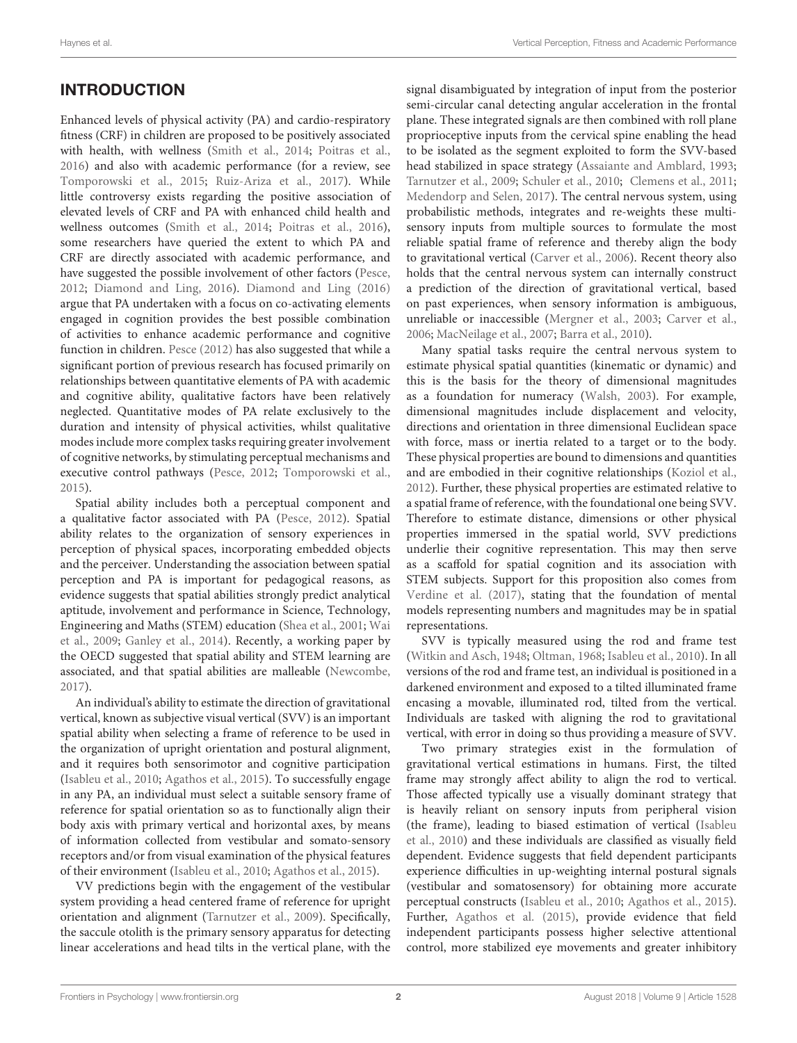## INTRODUCTION

Enhanced levels of physical activity (PA) and cardio-respiratory fitness (CRF) in children are proposed to be positively associated with health, with wellness (Smith et al., 2014; Poitras et al., 2016) and also with academic performance (for a review, see Tomporowski et al., 2015; Ruiz-Ariza et al., 2017). While little controversy exists regarding the positive association of elevated levels of CRF and PA with enhanced child health and wellness outcomes (Smith et al., 2014; Poitras et al., 2016), some researchers have queried the extent to which PA and CRF are directly associated with academic performance, and have suggested the possible involvement of other factors (Pesce, 2012; Diamond and Ling, 2016). Diamond and Ling (2016) argue that PA undertaken with a focus on co-activating elements engaged in cognition provides the best possible combination of activities to enhance academic performance and cognitive function in children. Pesce (2012) has also suggested that while a significant portion of previous research has focused primarily on relationships between quantitative elements of PA with academic and cognitive ability, qualitative factors have been relatively neglected. Quantitative modes of PA relate exclusively to the duration and intensity of physical activities, whilst qualitative modes include more complex tasks requiring greater involvement of cognitive networks, by stimulating perceptual mechanisms and executive control pathways (Pesce, 2012; Tomporowski et al., 2015).

Spatial ability includes both a perceptual component and a qualitative factor associated with PA (Pesce, 2012). Spatial ability relates to the organization of sensory experiences in perception of physical spaces, incorporating embedded objects and the perceiver. Understanding the association between spatial perception and PA is important for pedagogical reasons, as evidence suggests that spatial abilities strongly predict analytical aptitude, involvement and performance in Science, Technology, Engineering and Maths (STEM) education (Shea et al., 2001; Wai et al., 2009; Ganley et al., 2014). Recently, a working paper by the OECD suggested that spatial ability and STEM learning are associated, and that spatial abilities are malleable (Newcombe, 2017).

An individual's ability to estimate the direction of gravitational vertical, known as subjective visual vertical (SVV) is an important spatial ability when selecting a frame of reference to be used in the organization of upright orientation and postural alignment, and it requires both sensorimotor and cognitive participation (Isableu et al., 2010; Agathos et al., 2015). To successfully engage in any PA, an individual must select a suitable sensory frame of reference for spatial orientation so as to functionally align their body axis with primary vertical and horizontal axes, by means of information collected from vestibular and somato-sensory receptors and/or from visual examination of the physical features of their environment (Isableu et al., 2010; Agathos et al., 2015).

VV predictions begin with the engagement of the vestibular system providing a head centered frame of reference for upright orientation and alignment (Tarnutzer et al., 2009). Specifically, the saccule otolith is the primary sensory apparatus for detecting linear accelerations and head tilts in the vertical plane, with the signal disambiguated by integration of input from the posterior semi-circular canal detecting angular acceleration in the frontal plane. These integrated signals are then combined with roll plane proprioceptive inputs from the cervical spine enabling the head to be isolated as the segment exploited to form the SVV-based head stabilized in space strategy (Assaiante and Amblard, 1993; Tarnutzer et al., 2009; Schuler et al., 2010; Clemens et al., 2011; Medendorp and Selen, 2017). The central nervous system, using probabilistic methods, integrates and re-weights these multi-sensory inputs from multiple sources to formulate the most reliable spatial frame of reference and thereby align the body to gravitational vertical (Carver et al., 2006). Recent theory also holds that the central nervous system can internally construct a prediction of the direction of gravitational vertical, based on past experiences, when sensory information is ambiguous, unreliable or inaccessible (Mergner et al., 2003; Carver et al., 2006; MacNeilage et al., 2007; Barra et al., 2010).

Many spatial tasks require the central nervous system to estimate physical spatial quantities (kinematic or dynamic) and this is the basis for the theory of dimensional magnitudes as a foundation for numeracy (Walsh, 2003). For example, dimensional magnitudes include displacement and velocity, directions and orientation in three dimensional Euclidean space with force, mass or inertia related to a target or to the body. These physical properties are bound to dimensions and quantities and are embodied in their cognitive relationships (Koziol et al., 2012). Further, these physical properties are estimated relative to a spatial frame of reference, with the foundational one being SVV. Therefore to estimate distance, dimensions or other physical properties immersed in the spatial world, SVV predictions underlie their cognitive representation. This may then serve as a scaffold for spatial cognition and its association with STEM subjects. Support for this proposition also comes from Verdine et al. (2017), stating that the foundation of mental models representing numbers and magnitudes may be in spatial representations.

SVV is typically measured using the rod and frame test (Witkin and Asch, 1948; Oltman, 1968; Isableu et al., 2010). In all versions of the rod and frame test, an individual is positioned in a darkened environment and exposed to a tilted illuminated frame encasing a movable, illuminated rod, tilted from the vertical. Individuals are tasked with aligning the rod to gravitational vertical, with error in doing so thus providing a measure of SVV.

Two primary strategies exist in the formulation of gravitational vertical estimations in humans. First, the tilted frame may strongly affect ability to align the rod to vertical. Those affected typically use a visually dominant strategy that is heavily reliant on sensory inputs from peripheral vision (the frame), leading to biased estimation of vertical (Isableu et al., 2010) and these individuals are classified as visually field dependent. Evidence suggests that field dependent participants experience difficulties in up-weighting internal postural signals (vestibular and somatosensory) for obtaining more accurate perceptual constructs (Isableu et al., 2010; Agathos et al., 2015). Further, Agathos et al. (2015), provide evidence that field independent participants possess higher selective attentional control, more stabilized eye movements and greater inhibitory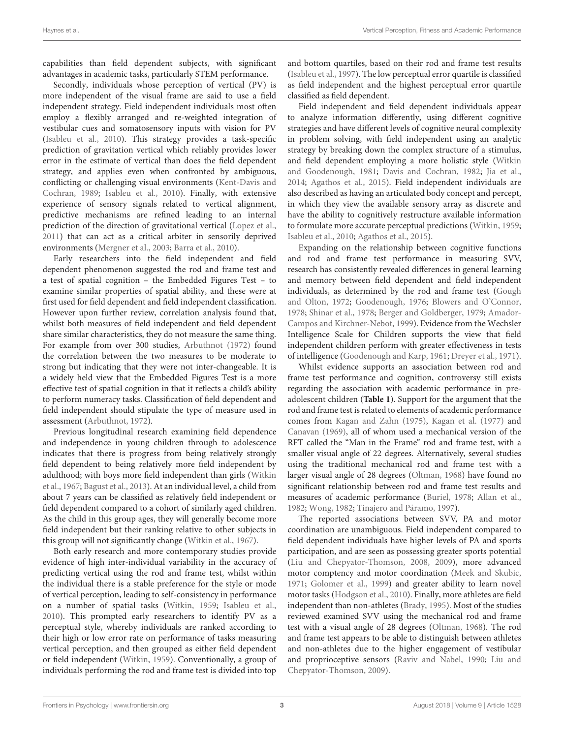capabilities than field dependent subjects, with significant advantages in academic tasks, particularly STEM performance.

Secondly, individuals whose perception of vertical (PV) is more independent of the visual frame are said to use a field independent strategy. Field independent individuals most often employ a flexibly arranged and re-weighted integration of vestibular cues and somatosensory inputs with vision for PV (Isableu et al., 2010). This strategy provides a task-specific prediction of gravitation vertical which reliably provides lower error in the estimate of vertical than does the field dependent strategy, and applies even when confronted by ambiguous, conflicting or challenging visual environments (Kent-Davis and Cochran, 1989; Isableu et al., 2010). Finally, with extensive experience of sensory signals related to vertical alignment, predictive mechanisms are refined leading to an internal prediction of the direction of gravitational vertical (Lopez et al., 2011) that can act as a critical arbiter in sensorily deprived environments (Mergner et al., 2003; Barra et al., 2010).

Early researchers into the field independent and field dependent phenomenon suggested the rod and frame test and a test of spatial cognition – the Embedded Figures Test – to examine similar properties of spatial ability, and these were at first used for field dependent and field independent classification. However upon further review, correlation analysis found that, whilst both measures of field independent and field dependent share similar characteristics, they do not measure the same thing. For example from over 300 studies, Arbuthnot (1972) found the correlation between the two measures to be moderate to strong but indicating that they were not inter-changeable. It is a widely held view that the Embedded Figures Test is a more effective test of spatial cognition in that it reflects a child's ability to perform numeracy tasks. Classification of field dependent and field independent should stipulate the type of measure used in assessment (Arbuthnot, 1972).

Previous longitudinal research examining field dependence and independence in young children through to adolescence indicates that there is progress from being relatively strongly field dependent to being relatively more field independent by adulthood; with boys more field independent than girls (Witkin et al., 1967; Bagust et al., 2013). At an individual level, a child from about 7 years can be classified as relatively field independent or field dependent compared to a cohort of similarly aged children. As the child in this group ages, they will generally become more field independent but their ranking relative to other subjects in this group will not significantly change (Witkin et al., 1967).

Both early research and more contemporary studies provide evidence of high inter-individual variability in the accuracy of predicting vertical using the rod and frame test, whilst within the individual there is a stable preference for the style or mode of vertical perception, leading to self-consistency in performance on a number of spatial tasks (Witkin, 1959; Isableu et al., 2010). This prompted early researchers to identify PV as a perceptual style, whereby individuals are ranked according to their high or low error rate on performance of tasks measuring vertical perception, and then grouped as either field dependent or field independent (Witkin, 1959). Conventionally, a group of individuals performing the rod and frame test is divided into top and bottom quartiles, based on their rod and frame test results (Isableu et al., 1997). The low perceptual error quartile is classified as field independent and the highest perceptual error quartile classified as field dependent.

Field independent and field dependent individuals appear to analyze information differently, using different cognitive strategies and have different levels of cognitive neural complexity in problem solving, with field independent using an analytic strategy by breaking down the complex structure of a stimulus, and field dependent employing a more holistic style (Witkin and Goodenough, 1981; Davis and Cochran, 1982; Jia et al., 2014; Agathos et al., 2015). Field independent individuals are also described as having an articulated body concept and percept, in which they view the available sensory array as discrete and have the ability to cognitively restructure available information to formulate more accurate perceptual predictions (Witkin, 1959; Isableu et al., 2010; Agathos et al., 2015).

Expanding on the relationship between cognitive functions and rod and frame test performance in measuring SVV, research has consistently revealed differences in general learning and memory between field dependent and field independent individuals, as determined by the rod and frame test (Gough and Olton, 1972; Goodenough, 1976; Blowers and O'Connor, 1978; Shinar et al., 1978; Berger and Goldberger, 1979; Amador-Campos and Kirchner-Nebot, 1999). Evidence from the Wechsler Intelligence Scale for Children supports the view that field independent children perform with greater effectiveness in tests of intelligence (Goodenough and Karp, 1961; Dreyer et al., 1971).

Whilst evidence supports an association between rod and frame test performance and cognition, controversy still exists regarding the association with academic performance in pre-adolescent children (**Table 1**). Support for the argument that the rod and frame test is related to elements of academic performance comes from Kagan and Zahn (1975), Kagan et al. (1977) and Canavan (1969), all of whom used a mechanical version of the RFT called the "Man in the Frame" rod and frame test, with a smaller visual angle of 22 degrees. Alternatively, several studies using the traditional mechanical rod and frame test with a larger visual angle of 28 degrees (Oltman, 1968) have found no significant relationship between rod and frame test results and measures of academic performance (Buriel, 1978; Allan et al., 1982; Wong, 1982; Tinajero and Páramo, 1997).

The reported associations between SVV, PA and motor coordination are unambiguous. Field independent compared to field dependent individuals have higher levels of PA and sports participation, and are seen as possessing greater sports potential (Liu and Chepyator-Thomson, 2008, 2009), more advanced motor comptency and motor coordination (Meek and Skubic, 1971; Golomer et al., 1999) and greater ability to learn novel motor tasks (Hodgson et al., 2010). Finally, more athletes are field independent than non-athletes (Brady, 1995). Most of the studies reviewed examined SVV using the mechanical rod and frame test with a visual angle of 28 degrees (Oltman, 1968). The rod and frame test appears to be able to distinguish between athletes and non-athletes due to the higher engagement of vestibular and proprioceptive sensors (Raviv and Nabel, 1990; Liu and Chepyator-Thomson, 2009).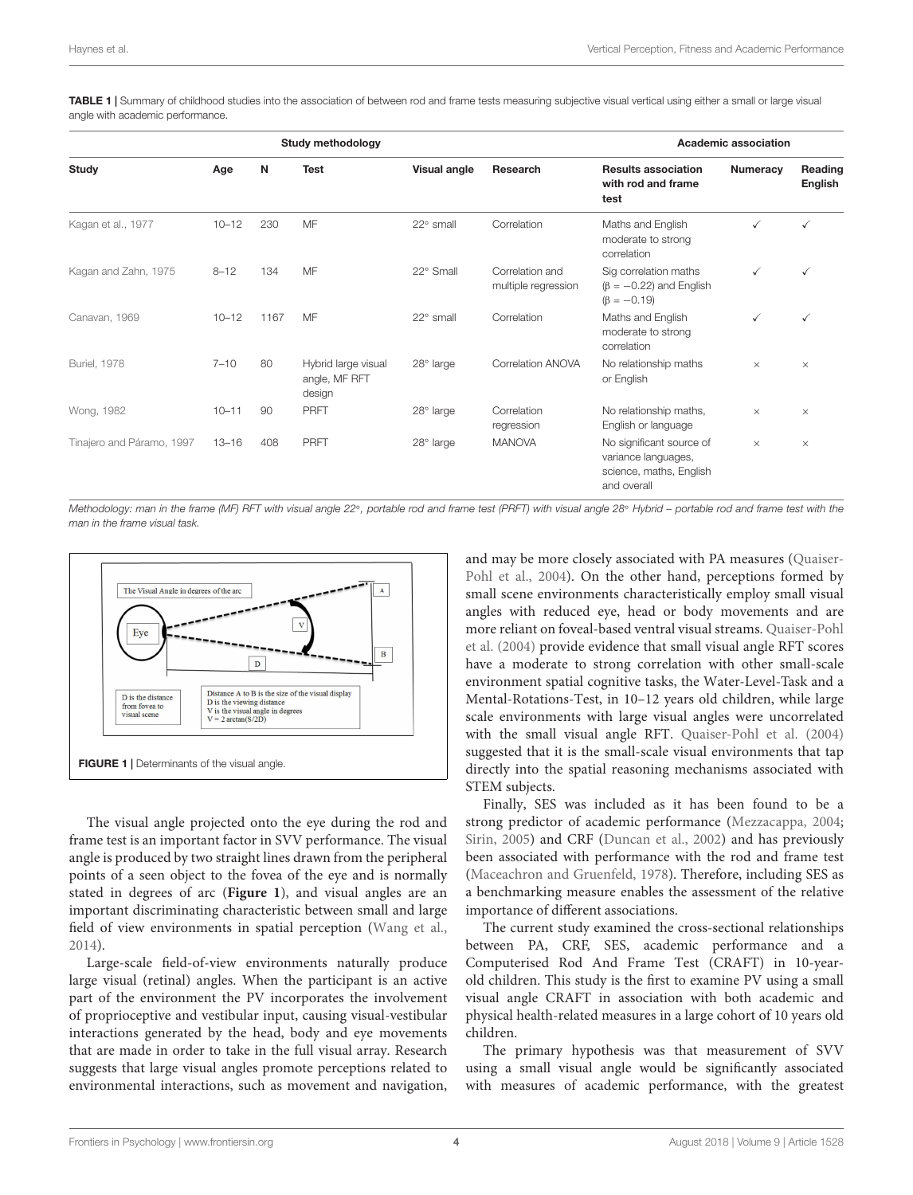**TABLE 1 |** Summary of childhood studies into the association of between rod and frame tests measuring subjective visual vertical using either a small or large visual angle with academic performance.

| Study methodology | | | | | | Academic association | | |
|---|---|---|---|---|---|---|---|---|
| **Study** | **Age** | **N** | **Test** | **Visual angle** | **Research** | **Results association with rod and frame test** | **Numeracy** | **Reading English** |
| Kagan et al., 1977 | 10–12 | 230 | MF | 22° small | Correlation | Maths and English moderate to strong correlation | ✓ | ✓ |
| Kagan and Zahn, 1975 | 8–12 | 134 | MF | 22° Small | Correlation and multiple regression | Sig correlation maths ($\beta = -0.22$) and English ($\beta = -0.19$) | ✓ | ✓ |
| Canavan, 1969 | 10–12 | 1167 | MF | 22° small | Correlation | Maths and English moderate to strong correlation | ✓ | ✓ |
| Buriel, 1978 | 7–10 | 80 | Hybrid large visual angle, MF RFT design | 28° large | Correlation ANOVA | No relationship maths or English | × | × |
| Wong, 1982 | 10–11 | 90 | PRFT | 28° large | Correlation regression | No relationship maths, English or language | × | × |
| Tinajero and Páramo, 1997 | 13–16 | 408 | PRFT | 28° large | MANOVA | No significant source of variance languages, science, maths, English and overall | × | × |

*Methodology: man in the frame (MF) RFT with visual angle 22°, portable rod and frame test (PRFT) with visual angle 28° Hybrid – portable rod and frame test with the man in the frame visual task.*

The Visual Angle in degrees of the arc

Eye

A

B

V

D

D is the distance from fovea to visual scene

Distance A to B is the size of the visual display
D is the viewing distance
V is the visual angle in degrees
$V = 2 \arctan(S/2D)$

**FIGURE 1 |** Determinants of the visual angle.

The visual angle projected onto the eye during the rod and frame test is an important factor in SVV performance. The visual angle is produced by two straight lines drawn from the peripheral points of a seen object to the fovea of the eye and is normally stated in degrees of arc (**Figure 1**), and visual angles are an important discriminating characteristic between small and large field of view environments in spatial perception (Wang et al., 2014).

Large-scale field-of-view environments naturally produce large visual (retinal) angles. When the participant is an active part of the environment the PV incorporates the involvement of proprioceptive and vestibular input, causing visual-vestibular interactions generated by the head, body and eye movements that are made in order to take in the full visual array. Research suggests that large visual angles promote perceptions related to environmental interactions, such as movement and navigation, and may be more closely associated with PA measures (Quaiser-Pohl et al., 2004). On the other hand, perceptions formed by small scene environments characteristically employ small visual angles with reduced eye, head or body movements and are more reliant on foveal-based ventral visual streams. Quaiser-Pohl et al. (2004) provide evidence that small visual angle RFT scores have a moderate to strong correlation with other small-scale environment spatial cognitive tasks, the Water-Level-Task and a Mental-Rotations-Test, in 10–12 years old children, while large scale environments with large visual angles were uncorrelated with the small visual angle RFT. Quaiser-Pohl et al. (2004) suggested that it is the small-scale visual environments that tap directly into the spatial reasoning mechanisms associated with STEM subjects.

Finally, SES was included as it has been found to be a strong predictor of academic performance (Mezzacappa, 2004; Sirin, 2005) and CRF (Duncan et al., 2002) and has previously been associated with performance with the rod and frame test (Maceachron and Gruenfeld, 1978). Therefore, including SES as a benchmarking measure enables the assessment of the relative importance of different associations.

The current study examined the cross-sectional relationships between PA, CRF, SES, academic performance and a Computerised Rod And Frame Test (CRAFT) in 10-year-old children. This study is the first to examine PV using a small visual angle CRAFT in association with both academic and physical health-related measures in a large cohort of 10 years old children.

The primary hypothesis was that measurement of SVV using a small visual angle would be significantly associated with measures of academic performance, with the greatest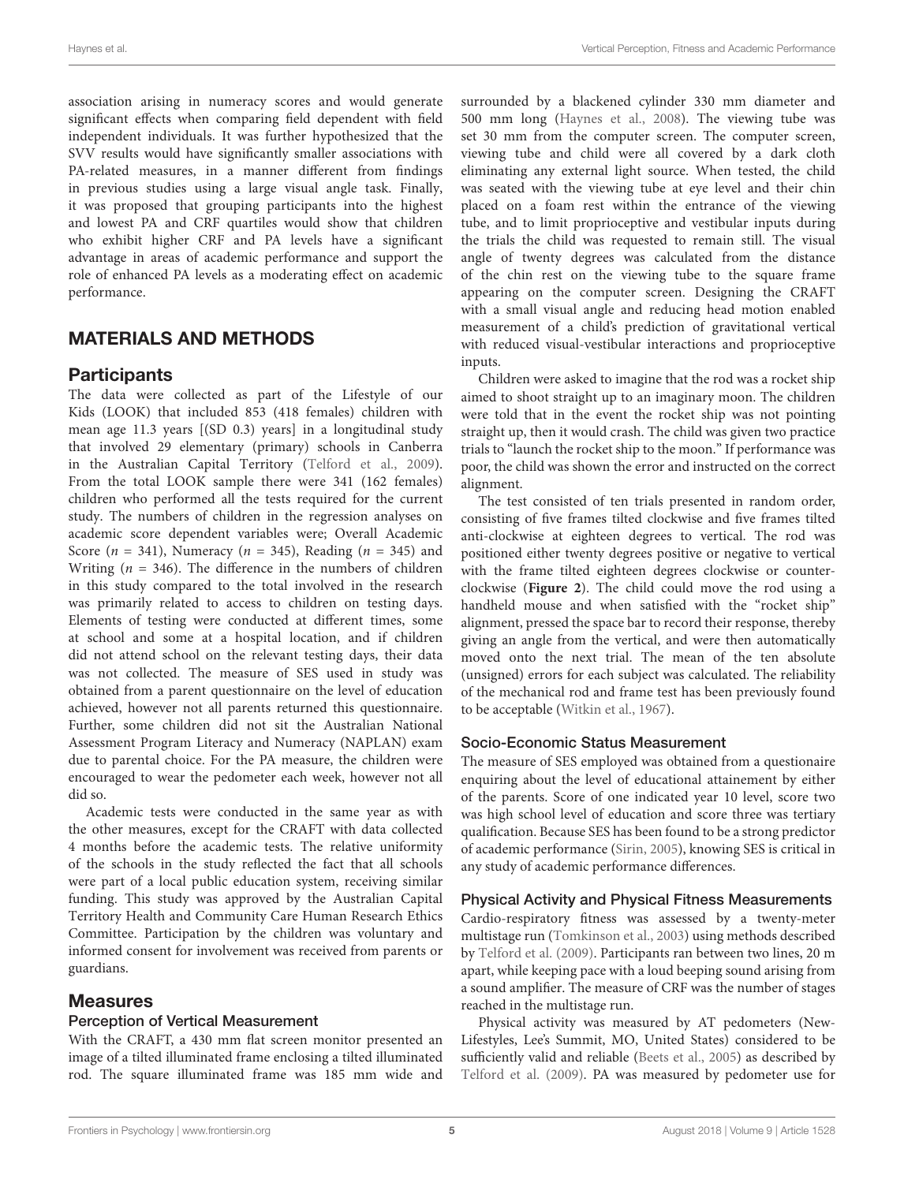association arising in numeracy scores and would generate significant effects when comparing field dependent with field independent individuals. It was further hypothesized that the SVV results would have significantly smaller associations with PA-related measures, in a manner different from findings in previous studies using a large visual angle task. Finally, it was proposed that grouping participants into the highest and lowest PA and CRF quartiles would show that children who exhibit higher CRF and PA levels have a significant advantage in areas of academic performance and support the role of enhanced PA levels as a moderating effect on academic performance.

## MATERIALS AND METHODS

### Participants

The data were collected as part of the Lifestyle of our Kids (LOOK) that included 853 (418 females) children with mean age 11.3 years [(SD 0.3) years] in a longitudinal study that involved 29 elementary (primary) schools in Canberra in the Australian Capital Territory (Telford et al., 2009). From the total LOOK sample there were 341 (162 females) children who performed all the tests required for the current study. The numbers of children in the regression analyses on academic score dependent variables were; Overall Academic Score ($n = 341$), Numeracy ($n = 345$), Reading ($n = 345$) and Writing ($n = 346$). The difference in the numbers of children in this study compared to the total involved in the research was primarily related to access to children on testing days. Elements of testing were conducted at different times, some at school and some at a hospital location, and if children did not attend school on the relevant testing days, their data was not collected. The measure of SES used in study was obtained from a parent questionnaire on the level of education achieved, however not all parents returned this questionnaire. Further, some children did not sit the Australian National Assessment Program Literacy and Numeracy (NAPLAN) exam due to parental choice. For the PA measure, the children were encouraged to wear the pedometer each week, however not all did so.

Academic tests were conducted in the same year as with the other measures, except for the CRAFT with data collected 4 months before the academic tests. The relative uniformity of the schools in the study reflected the fact that all schools were part of a local public education system, receiving similar funding. This study was approved by the Australian Capital Territory Health and Community Care Human Research Ethics Committee. Participation by the children was voluntary and informed consent for involvement was received from parents or guardians.

### Measures

#### Perception of Vertical Measurement

With the CRAFT, a 430 mm flat screen monitor presented an image of a tilted illuminated frame enclosing a tilted illuminated rod. The square illuminated frame was 185 mm wide and surrounded by a blackened cylinder 330 mm diameter and 500 mm long (Haynes et al., 2008). The viewing tube was set 30 mm from the computer screen. The computer screen, viewing tube and child were all covered by a dark cloth eliminating any external light source. When tested, the child was seated with the viewing tube at eye level and their chin placed on a foam rest within the entrance of the viewing tube, and to limit proprioceptive and vestibular inputs during the trials the child was requested to remain still. The visual angle of twenty degrees was calculated from the distance of the chin rest on the viewing tube to the square frame appearing on the computer screen. Designing the CRAFT with a small visual angle and reducing head motion enabled measurement of a child's prediction of gravitational vertical with reduced visual-vestibular interactions and proprioceptive inputs.

Children were asked to imagine that the rod was a rocket ship aimed to shoot straight up to an imaginary moon. The children were told that in the event the rocket ship was not pointing straight up, then it would crash. The child was given two practice trials to "launch the rocket ship to the moon." If performance was poor, the child was shown the error and instructed on the correct alignment.

The test consisted of ten trials presented in random order, consisting of five frames tilted clockwise and five frames tilted anti-clockwise at eighteen degrees to vertical. The rod was positioned either twenty degrees positive or negative to vertical with the frame tilted eighteen degrees clockwise or counter-clockwise (**Figure 2**). The child could move the rod using a handheld mouse and when satisfied with the "rocket ship" alignment, pressed the space bar to record their response, thereby giving an angle from the vertical, and were then automatically moved onto the next trial. The mean of the ten absolute (unsigned) errors for each subject was calculated. The reliability of the mechanical rod and frame test has been previously found to be acceptable (Witkin et al., 1967).

#### Socio-Economic Status Measurement

The measure of SES employed was obtained from a questionaire enquiring about the level of educational attainment by either of the parents. Score of one indicated year 10 level, score two was high school level of education and score three was tertiary qualification. Because SES has been found to be a strong predictor of academic performance (Sirin, 2005), knowing SES is critical in any study of academic performance differences.

#### Physical Activity and Physical Fitness Measurements

Cardio-respiratory fitness was assessed by a twenty-meter multistage run (Tomkinson et al., 2003) using methods described by Telford et al. (2009). Participants ran between two lines, 20 m apart, while keeping pace with a loud beeping sound arising from a sound amplifier. The measure of CRF was the number of stages reached in the multistage run.

Physical activity was measured by AT pedometers (New-Lifestyles, Lee's Summit, MO, United States) considered to be sufficiently valid and reliable (Beets et al., 2005) as described by Telford et al. (2009). PA was measured by pedometer use for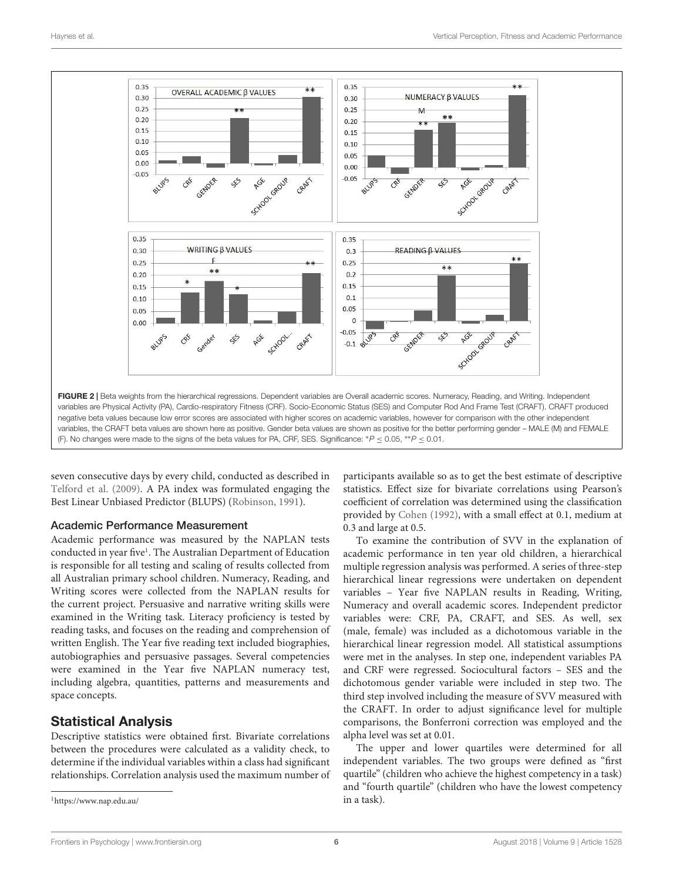OVERALL ACADEMIC β VALUES

0.35
0.30
0.25
0.20
0.15
0.10
0.05
0.00
-0.05

**
**

BLUPS CRF GENDER SES AGE SCHOOL GROUP CRAFT

NUMERACY β VALUES

0.35
0.30
0.25
0.20
0.15
0.10
0.05
0.00
-0.05

M
**
**
**

BLUPS CRF GENDER SES AGE SCHOOL GROUP CRAFT

WRITING β VALUES

0.35
0.30
0.25
0.20
0.15
0.10
0.05
0.00

F
*
**
*
**

BLUPS CRF Gender SES AGE SCHOOL... CRAFT

READING β VALUES

0.35
0.3
0.25
0.2
0.15
0.1
0.05
0
-0.05
-0.1

**
**

BLUPS CRF GENDER SES AGE SCHOOL GROUP CRAFT

**FIGURE 2** | Beta weights from the hierarchical regressions. Dependent variables are Overall academic scores. Numeracy, Reading, and Writing. Independent variables are Physical Activity (PA), Cardio-respiratory Fitness (CRF). Socio-Economic Status (SES) and Computer Rod And Frame Test (CRAFT). CRAFT produced negative beta values because low error scores are associated with higher scores on academic variables, however for comparison with the other independent variables, the CRAFT beta values are shown here as positive. Gender beta values are shown as positive for the better performing gender – MALE (M) and FEMALE (F). No changes were made to the signs of the beta values for PA, CRF, SES. Significance: $^{*}P \leq 0.05$, $^{**}P \leq 0.01$.

seven consecutive days by every child, conducted as described in Telford et al. (2009). A PA index was formulated engaging the Best Linear Unbiased Predictor (BLUPS) (Robinson, 1991).

### Academic Performance Measurement

Academic performance was measured by the NAPLAN tests conducted in year five[1]. The Australian Department of Education is responsible for all testing and scaling of results collected from all Australian primary school children. Numeracy, Reading, and Writing scores were collected from the NAPLAN results for the current project. Persuasive and narrative writing skills were examined in the Writing task. Literacy proficiency is tested by reading tasks, and focuses on the reading and comprehension of written English. The Year five reading text included biographies, autobiographies and persuasive passages. Several competencies were examined in the Year five NAPLAN numeracy test, including algebra, quantities, patterns and measurements and space concepts.

## Statistical Analysis

Descriptive statistics were obtained first. Bivariate correlations between the procedures were calculated as a validity check, to determine if the individual variables within a class had significant relationships. Correlation analysis used the maximum number of participants available so as to get the best estimate of descriptive statistics. Effect size for bivariate correlations using Pearson's coefficient of correlation was determined using the classification provided by Cohen (1992), with a small effect at 0.1, medium at 0.3 and large at 0.5.

To examine the contribution of SVV in the explanation of academic performance in ten year old children, a hierarchical multiple regression analysis was performed. A series of three-step hierarchical linear regressions were undertaken on dependent variables – Year five NAPLAN results in Reading, Writing, Numeracy and overall academic scores. Independent predictor variables were: CRF, PA, CRAFT, and SES. As well, sex (male, female) was included as a dichotomous variable in the hierarchical linear regression model. All statistical assumptions were met in the analyses. In step one, independent variables PA and CRF were regressed. Sociocultural factors – SES and the dichotomous gender variable were included in step two. The third step involved including the measure of SVV measured with the CRAFT. In order to adjust significance level for multiple comparisons, the Bonferroni correction was employed and the alpha level was set at 0.01.

The upper and lower quartiles were determined for all independent variables. The two groups were defined as "first quartile" (children who achieve the highest competency in a task) and "fourth quartile" (children who have the lowest competency in a task).

[1] https://www.nap.edu.au/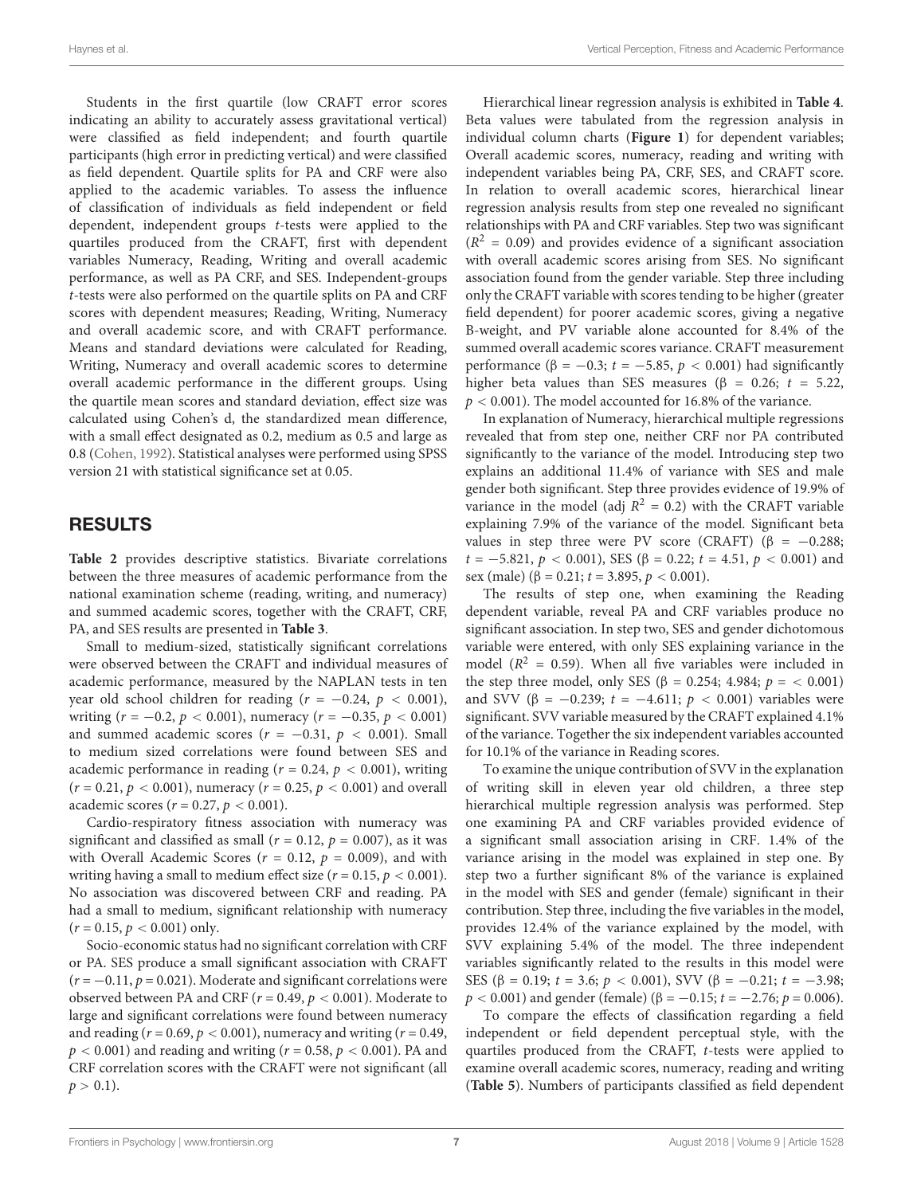Students in the first quartile (low CRAFT error scores indicating an ability to accurately assess gravitational vertical) were classified as field independent; and fourth quartile participants (high error in predicting vertical) and were classified as field dependent. Quartile splits for PA and CRF were also applied to the academic variables. To assess the influence of classification of individuals as field independent or field dependent, independent groups *t*-tests were applied to the quartiles produced from the CRAFT, first with dependent variables Numeracy, Reading, Writing and overall academic performance, as well as PA CRF, and SES. Independent-groups *t*-tests were also performed on the quartile splits on PA and CRF scores with dependent measures; Reading, Writing, Numeracy and overall academic score, and with CRAFT performance. Means and standard deviations were calculated for Reading, Writing, Numeracy and overall academic scores to determine overall academic performance in the different groups. Using the quartile mean scores and standard deviation, effect size was calculated using Cohen's d, the standardized mean difference, with a small effect designated as 0.2, medium as 0.5 and large as 0.8 (Cohen, 1992). Statistical analyses were performed using SPSS version 21 with statistical significance set at 0.05.

## RESULTS

**Table 2** provides descriptive statistics. Bivariate correlations between the three measures of academic performance from the national examination scheme (reading, writing, and numeracy) and summed academic scores, together with the CRAFT, CRF, PA, and SES results are presented in **Table 3**.

Small to medium-sized, statistically significant correlations were observed between the CRAFT and individual measures of academic performance, measured by the NAPLAN tests in ten year old school children for reading ($r = -0.24$, $p < 0.001$), writing ($r = -0.2$, $p < 0.001$), numeracy ($r = -0.35$, $p < 0.001$) and summed academic scores ($r = -0.31$, $p < 0.001$). Small to medium sized correlations were found between SES and academic performance in reading ($r = 0.24$, $p < 0.001$), writing ($r = 0.21$, $p < 0.001$), numeracy ($r = 0.25$, $p < 0.001$) and overall academic scores ($r = 0.27$, $p < 0.001$).

Cardio-respiratory fitness association with numeracy was significant and classified as small ($r = 0.12$, $p = 0.007$), as it was with Overall Academic Scores ($r = 0.12$, $p = 0.009$), and with writing having a small to medium effect size ($r = 0.15$, $p < 0.001$). No association was discovered between CRF and reading. PA had a small to medium, significant relationship with numeracy ($r = 0.15$, $p < 0.001$) only.

Socio-economic status had no significant correlation with CRF or PA. SES produce a small significant association with CRAFT ($r = -0.11$, $p = 0.021$). Moderate and significant correlations were observed between PA and CRF ($r = 0.49$, $p < 0.001$). Moderate to large and significant correlations were found between numeracy and reading ($r = 0.69$, $p < 0.001$), numeracy and writing ($r = 0.49$, $p < 0.001$) and reading and writing ($r = 0.58$, $p < 0.001$). PA and CRF correlation scores with the CRAFT were not significant (all $p > 0.1$).

Hierarchical linear regression analysis is exhibited in **Table 4**. Beta values were tabulated from the regression analysis in individual column charts (**Figure 1**) for dependent variables; Overall academic scores, numeracy, reading and writing with independent variables being PA, CRF, SES, and CRAFT score. In relation to overall academic scores, hierarchical linear regression analysis results from step one revealed no significant relationships with PA and CRF variables. Step two was significant ($R^2 = 0.09$) and provides evidence of a significant association with overall academic scores arising from SES. No significant association found from the gender variable. Step three including only the CRAFT variable with scores tending to be higher (greater field dependent) for poorer academic scores, giving a negative B-weight, and PV variable alone accounted for 8.4% of the summed overall academic scores variance. CRAFT measurement performance ($\beta = -0.3$; $t = -5.85$, $p < 0.001$) had significantly higher beta values than SES measures ($\beta = 0.26$; $t = 5.22$, $p < 0.001$). The model accounted for 16.8% of the variance.

In explanation of Numeracy, hierarchical multiple regressions revealed that from step one, neither CRF nor PA contributed significantly to the variance of the model. Introducing step two explains an additional 11.4% of variance with SES and male gender both significant. Step three provides evidence of 19.9% of variance in the model (adj $R^2 = 0.2$) with the CRAFT variable explaining 7.9% of the variance of the model. Significant beta values in step three were PV score (CRAFT) ($\beta = -0.288$; $t = -5.821$, $p < 0.001$), SES ($\beta = 0.22$; $t = 4.51$, $p < 0.001$) and sex (male) ($\beta = 0.21$; $t = 3.895$, $p < 0.001$).

The results of step one, when examining the Reading dependent variable, reveal PA and CRF variables produce no significant association. In step two, SES and gender dichotomous variable were entered, with only SES explaining variance in the model ($R^2 = 0.59$). When all five variables were included in the step three model, only SES ($\beta = 0.254$; 4.984; $p = < 0.001$) and SVV ($\beta = -0.239$; $t = -4.611$; $p < 0.001$) variables were significant. SVV variable measured by the CRAFT explained 4.1% of the variance. Together the six independent variables accounted for 10.1% of the variance in Reading scores.

To examine the unique contribution of SVV in the explanation of writing skill in eleven year old children, a three step hierarchical multiple regression analysis was performed. Step one examining PA and CRF variables provided evidence of a significant small association arising in CRF. 1.4% of the variance arising in the model was explained in step one. By step two a further significant 8% of the variance is explained in the model with SES and gender (female) significant in their contribution. Step three, including the five variables in the model, provides 12.4% of the variance explained by the model, with SVV explaining 5.4% of the model. The three independent variables significantly related to the results in this model were SES ($\beta = 0.19$; $t = 3.6$; $p < 0.001$), SVV ($\beta = -0.21$; $t = -3.98$; $p < 0.001$) and gender (female) ($\beta = -0.15$; $t = -2.76$; $p = 0.006$).

To compare the effects of classification regarding a field independent or field dependent perceptual style, with the quartiles produced from the CRAFT, *t*-tests were applied to examine overall academic scores, numeracy, reading and writing (**Table 5**). Numbers of participants classified as field dependent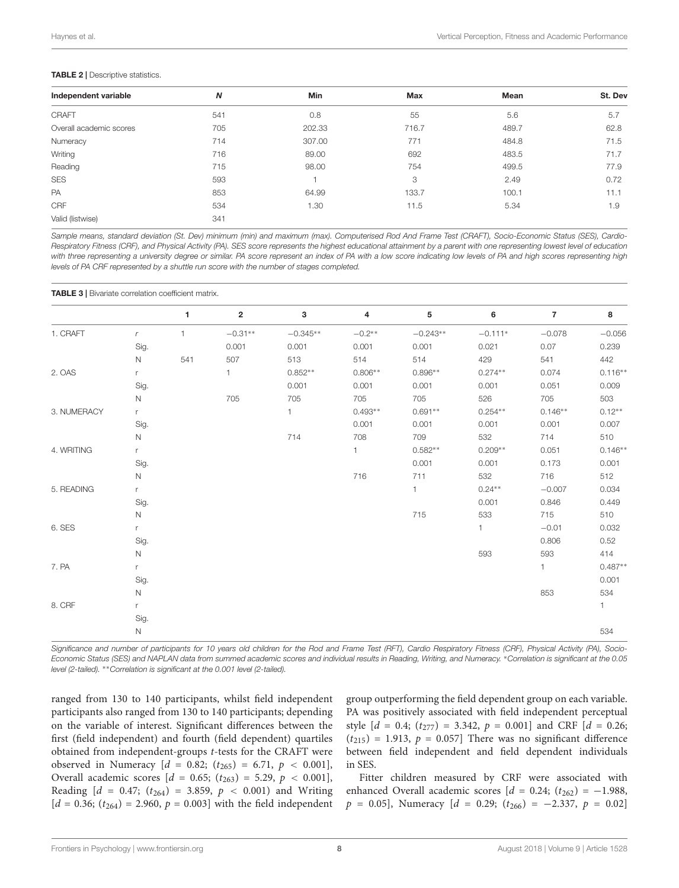**TABLE 2 |** Descriptive statistics.

| Independent variable | *N* | Min | Max | Mean | St. Dev |
|---|---|---|---|---|---|
| CRAFT | 541 | 0.8 | 55 | 5.6 | 5.7 |
| Overall academic scores | 705 | 202.33 | 716.7 | 489.7 | 62.8 |
| Numeracy | 714 | 307.00 | 771 | 484.8 | 71.5 |
| Writing | 716 | 89.00 | 692 | 483.5 | 71.7 |
| Reading | 715 | 98.00 | 754 | 499.5 | 77.9 |
| SES | 593 | 1 | 3 | 2.49 | 0.72 |
| PA | 853 | 64.99 | 133.7 | 100.1 | 11.1 |
| CRF | 534 | 1.30 | 11.5 | 5.34 | 1.9 |
| Valid (listwise) | 341 | | | | |

*Sample means, standard deviation (St. Dev) minimum (min) and maximum (max). Computerised Rod And Frame Test (CRAFT), Socio-Economic Status (SES), Cardio-Respiratory Fitness (CRF), and Physical Activity (PA). SES score represents the highest educational attainment by a parent with one representing lowest level of education with three representing a university degree or similar. PA score represent an index of PA with a low score indicating low levels of PA and high scores representing high levels of PA CRF represented by a shuttle run score with the number of stages completed.*

**TABLE 3 |** Bivariate correlation coefficient matrix.

| | | 1 | 2 | 3 | 4 | 5 | 6 | 7 | 8 |
|---|---|---|---|---|---|---|---|---|---|
| 1. CRAFT | *r* | 1 | −0.31** | −0.345** | −0.2** | −0.243** | −0.111* | −0.078 | −0.056 |
| | Sig. | | 0.001 | 0.001 | 0.001 | 0.001 | 0.021 | 0.07 | 0.239 |
| | N | 541 | 507 | 513 | 514 | 514 | 429 | 541 | 442 |
| 2. OAS | r | | 1 | 0.852** | 0.806** | 0.896** | 0.274** | 0.074 | 0.116** |
| | Sig. | | | 0.001 | 0.001 | 0.001 | 0.001 | 0.051 | 0.009 |
| | N | | 705 | 705 | 705 | 705 | 526 | 705 | 503 |
| 3. NUMERACY | r | | | 1 | 0.493** | 0.691** | 0.254** | 0.146** | 0.12** |
| | Sig. | | | | 0.001 | 0.001 | 0.001 | 0.001 | 0.007 |
| | N | | | 714 | 708 | 709 | 532 | 714 | 510 |
| 4. WRITING | r | | | | 1 | 0.582** | 0.209** | 0.051 | 0.146** |
| | Sig. | | | | | 0.001 | 0.001 | 0.173 | 0.001 |
| | N | | | | 716 | 711 | 532 | 716 | 512 |
| 5. READING | r | | | | | 1 | 0.24** | −0.007 | 0.034 |
| | Sig. | | | | | | 0.001 | 0.846 | 0.449 |
| | N | | | | | 715 | 533 | 715 | 510 |
| 6. SES | r | | | | | | 1 | −0.01 | 0.032 |
| | Sig. | | | | | | | 0.806 | 0.52 |
| | N | | | | | | 593 | 593 | 414 |
| 7. PA | r | | | | | | | 1 | 0.487** |
| | Sig. | | | | | | | | 0.001 |
| | N | | | | | | | 853 | 534 |
| 8. CRF | r | | | | | | | | 1 |
| | Sig. | | | | | | | | |
| | N | | | | | | | | 534 |

*Significance and number of participants for 10 years old children for the Rod and Frame Test (RFT), Cardio Respiratory Fitness (CRF), Physical Activity (PA), Socio-Economic Status (SES) and NAPLAN data from summed academic scores and individual results in Reading, Writing, and Numeracy. *Correlation is significant at the 0.05 level (2-tailed). **Correlation is significant at the 0.001 level (2-tailed).*

ranged from 130 to 140 participants, whilst field independent participants also ranged from 130 to 140 participants; depending on the variable of interest. Significant differences between the first (field independent) and fourth (field dependent) quartiles obtained from independent-groups *t*-tests for the CRAFT were observed in Numeracy [$d = 0.82$; ($t_{265}$) = 6.71, $p < 0.001$], Overall academic scores [$d = 0.65$; ($t_{263}$) = 5.29, $p < 0.001$], Reading [$d = 0.47$; ($t_{264}$) = 3.859, $p < 0.001$) and Writing [$d = 0.36$; ($t_{264}$) = 2.960, $p = 0.003$] with the field independent group outperforming the field dependent group on each variable. PA was positively associated with field independent perceptual style [$d = 0.4$; ($t_{277}$) = 3.342, $p = 0.001$] and CRF [$d = 0.26$; ($t_{215}$) = 1.913, $p = 0.057$] There was no significant difference between field independent and field dependent individuals in SES.

Fitter children measured by CRF were associated with enhanced Overall academic scores [$d = 0.24$; ($t_{262}$) = −1.988, $p = 0.05$], Numeracy [$d = 0.29$; ($t_{266}$) = −2.337, $p = 0.02$]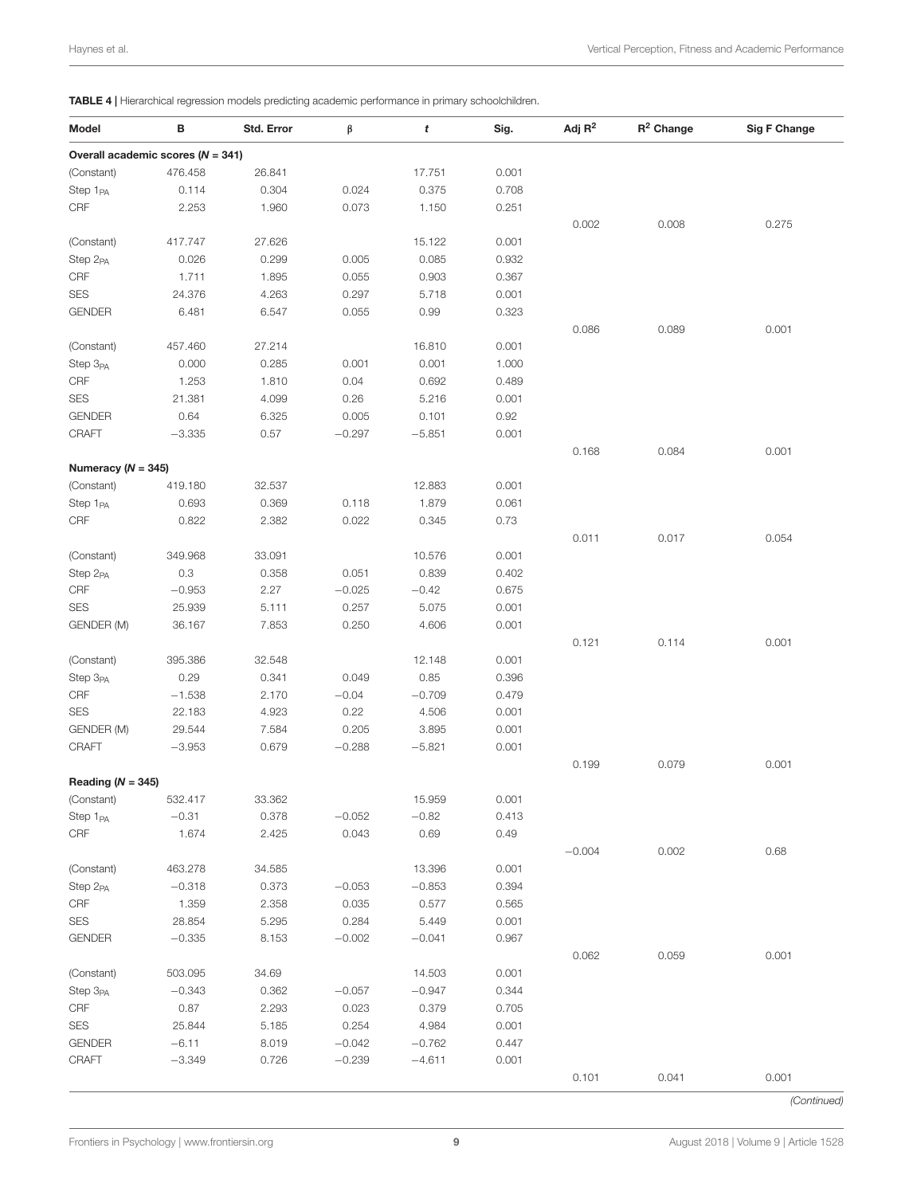**TABLE 4 |** Hierarchical regression models predicting academic performance in primary schoolchildren.

| Model | B | Std. Error | β | *t* | Sig. | Adj $R^2$ | $R^2$ Change | Sig F Change |
|---|---|---|---|---|---|---|---|---|
| **Overall academic scores (*N* = 341)** | | | | | | | | |
| (Constant) | 476.458 | 26.841 | | 17.751 | 0.001 | | | |
| Step $1_{PA}$ | 0.114 | 0.304 | 0.024 | 0.375 | 0.708 | | | |
| CRF | 2.253 | 1.960 | 0.073 | 1.150 | 0.251 | | | |
| | | | | | | 0.002 | 0.008 | 0.275 |
| (Constant) | 417.747 | 27.626 | | 15.122 | 0.001 | | | |
| Step $2_{PA}$ | 0.026 | 0.299 | 0.005 | 0.085 | 0.932 | | | |
| CRF | 1.711 | 1.895 | 0.055 | 0.903 | 0.367 | | | |
| SES | 24.376 | 4.263 | 0.297 | 5.718 | 0.001 | | | |
| GENDER | 6.481 | 6.547 | 0.055 | 0.99 | 0.323 | | | |
| | | | | | | 0.086 | 0.089 | 0.001 |
| (Constant) | 457.460 | 27.214 | | 16.810 | 0.001 | | | |
| Step $3_{PA}$ | 0.000 | 0.285 | 0.001 | 0.001 | 1.000 | | | |
| CRF | 1.253 | 1.810 | 0.04 | 0.692 | 0.489 | | | |
| SES | 21.381 | 4.099 | 0.26 | 5.216 | 0.001 | | | |
| GENDER | 0.64 | 6.325 | 0.005 | 0.101 | 0.92 | | | |
| CRAFT | −3.335 | 0.57 | −0.297 | −5.851 | 0.001 | | | |
| | | | | | | 0.168 | 0.084 | 0.001 |
| **Numeracy (*N* = 345)** | | | | | | | | |
| (Constant) | 419.180 | 32.537 | | 12.883 | 0.001 | | | |
| Step $1_{PA}$ | 0.693 | 0.369 | 0.118 | 1.879 | 0.061 | | | |
| CRF | 0.822 | 2.382 | 0.022 | 0.345 | 0.73 | | | |
| | | | | | | 0.011 | 0.017 | 0.054 |
| (Constant) | 349.968 | 33.091 | | 10.576 | 0.001 | | | |
| Step $2_{PA}$ | 0.3 | 0.358 | 0.051 | 0.839 | 0.402 | | | |
| CRF | −0.953 | 2.27 | −0.025 | −0.42 | 0.675 | | | |
| SES | 25.939 | 5.111 | 0.257 | 5.075 | 0.001 | | | |
| GENDER (M) | 36.167 | 7.853 | 0.250 | 4.606 | 0.001 | | | |
| | | | | | | 0.121 | 0.114 | 0.001 |
| (Constant) | 395.386 | 32.548 | | 12.148 | 0.001 | | | |
| Step $3_{PA}$ | 0.29 | 0.341 | 0.049 | 0.85 | 0.396 | | | |
| CRF | −1.538 | 2.170 | −0.04 | −0.709 | 0.479 | | | |
| SES | 22.183 | 4.923 | 0.22 | 4.506 | 0.001 | | | |
| GENDER (M) | 29.544 | 7.584 | 0.205 | 3.895 | 0.001 | | | |
| CRAFT | −3.953 | 0.679 | −0.288 | −5.821 | 0.001 | | | |
| | | | | | | 0.199 | 0.079 | 0.001 |
| **Reading (*N* = 345)** | | | | | | | | |
| (Constant) | 532.417 | 33.362 | | 15.959 | 0.001 | | | |
| Step $1_{PA}$ | −0.31 | 0.378 | −0.052 | −0.82 | 0.413 | | | |
| CRF | 1.674 | 2.425 | 0.043 | 0.69 | 0.49 | | | |
| | | | | | | −0.004 | 0.002 | 0.68 |
| (Constant) | 463.278 | 34.585 | | 13.396 | 0.001 | | | |
| Step $2_{PA}$ | −0.318 | 0.373 | −0.053 | −0.853 | 0.394 | | | |
| CRF | 1.359 | 2.358 | 0.035 | 0.577 | 0.565 | | | |
| SES | 28.854 | 5.295 | 0.284 | 5.449 | 0.001 | | | |
| GENDER | −0.335 | 8.153 | −0.002 | −0.041 | 0.967 | | | |
| | | | | | | 0.062 | 0.059 | 0.001 |
| (Constant) | 503.095 | 34.69 | | 14.503 | 0.001 | | | |
| Step $3_{PA}$ | −0.343 | 0.362 | −0.057 | −0.947 | 0.344 | | | |
| CRF | 0.87 | 2.293 | 0.023 | 0.379 | 0.705 | | | |
| SES | 25.844 | 5.185 | 0.254 | 4.984 | 0.001 | | | |
| GENDER | −6.11 | 8.019 | −0.042 | −0.762 | 0.447 | | | |
| CRAFT | −3.349 | 0.726 | −0.239 | −4.611 | 0.001 | | | |
| | | | | | | 0.101 | 0.041 | 0.001 |

*(Continued)*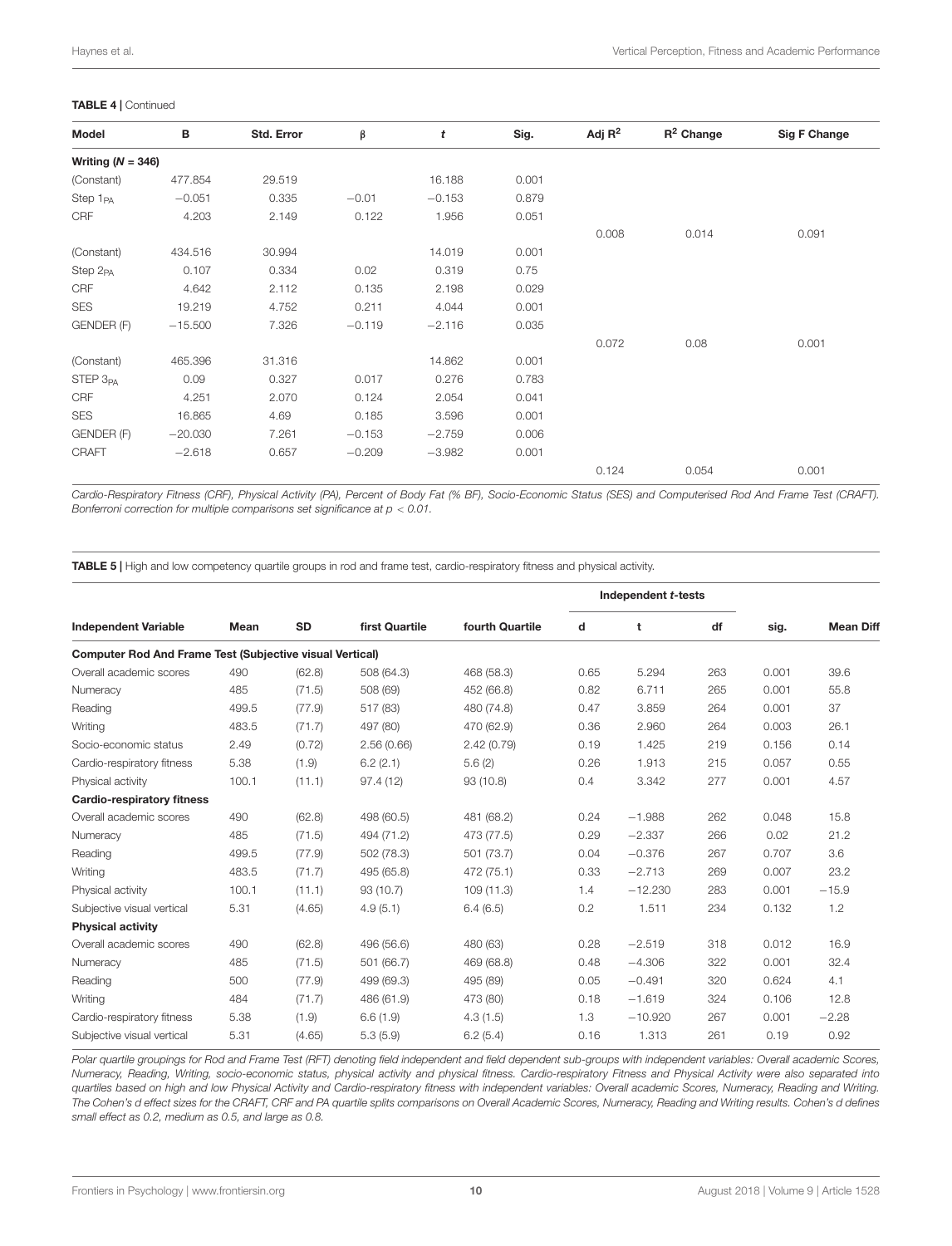**TABLE 4 |** Continued

| Model | B | Std. Error | β | *t* | Sig. | Adj $R^2$ | $R^2$ Change | Sig F Change |
|---|---|---|---|---|---|---|---|---|
| **Writing (*N* = 346)** | | | | | | | | |
| (Constant) | 477.854 | 29.519 | | 16.188 | 0.001 | | | |
| Step $1_{PA}$ | −0.051 | 0.335 | −0.01 | −0.153 | 0.879 | | | |
| CRF | 4.203 | 2.149 | 0.122 | 1.956 | 0.051 | | | |
| | | | | | | 0.008 | 0.014 | 0.091 |
| (Constant) | 434.516 | 30.994 | | 14.019 | 0.001 | | | |
| Step $2_{PA}$ | 0.107 | 0.334 | 0.02 | 0.319 | 0.75 | | | |
| CRF | 4.642 | 2.112 | 0.135 | 2.198 | 0.029 | | | |
| SES | 19.219 | 4.752 | 0.211 | 4.044 | 0.001 | | | |
| GENDER (F) | −15.500 | 7.326 | −0.119 | −2.116 | 0.035 | | | |
| | | | | | | 0.072 | 0.08 | 0.001 |
| (Constant) | 465.396 | 31.316 | | 14.862 | 0.001 | | | |
| STEP $3_{PA}$ | 0.09 | 0.327 | 0.017 | 0.276 | 0.783 | | | |
| CRF | 4.251 | 2.070 | 0.124 | 2.054 | 0.041 | | | |
| SES | 16.865 | 4.69 | 0.185 | 3.596 | 0.001 | | | |
| GENDER (F) | −20.030 | 7.261 | −0.153 | −2.759 | 0.006 | | | |
| CRAFT | −2.618 | 0.657 | −0.209 | −3.982 | 0.001 | | | |
| | | | | | | 0.124 | 0.054 | 0.001 |

*Cardio-Respiratory Fitness (CRF), Physical Activity (PA), Percent of Body Fat (% BF), Socio-Economic Status (SES) and Computerised Rod And Frame Test (CRAFT). Bonferroni correction for multiple comparisons set significance at $p < 0.01$.*

**TABLE 5 |** High and low competency quartile groups in rod and frame test, cardio-respiratory fitness and physical activity.

| | | | | | Independent *t*-tests | | | | |
|---|---|---|---|---|---|---|---|---|---|
| **Independent Variable** | **Mean** | **SD** | **first Quartile** | **fourth Quartile** | **d** | **t** | **df** | **sig.** | **Mean Diff** |
| **Computer Rod And Frame Test (Subjective visual Vertical)** | | | | | | | | | |
| Overall academic scores | 490 | (62.8) | 508 (64.3) | 468 (58.3) | 0.65 | 5.294 | 263 | 0.001 | 39.6 |
| Numeracy | 485 | (71.5) | 508 (69) | 452 (66.8) | 0.82 | 6.711 | 265 | 0.001 | 55.8 |
| Reading | 499.5 | (77.9) | 517 (83) | 480 (74.8) | 0.47 | 3.859 | 264 | 0.001 | 37 |
| Writing | 483.5 | (71.7) | 497 (80) | 470 (62.9) | 0.36 | 2.960 | 264 | 0.003 | 26.1 |
| Socio-economic status | 2.49 | (0.72) | 2.56 (0.66) | 2.42 (0.79) | 0.19 | 1.425 | 219 | 0.156 | 0.14 |
| Cardio-respiratory fitness | 5.38 | (1.9) | 6.2 (2.1) | 5.6 (2) | 0.26 | 1.913 | 215 | 0.057 | 0.55 |
| Physical activity | 100.1 | (11.1) | 97.4 (12) | 93 (10.8) | 0.4 | 3.342 | 277 | 0.001 | 4.57 |
| **Cardio-respiratory fitness** | | | | | | | | | |
| Overall academic scores | 490 | (62.8) | 498 (60.5) | 481 (68.2) | 0.24 | −1.988 | 262 | 0.048 | 15.8 |
| Numeracy | 485 | (71.5) | 494 (71.2) | 473 (77.5) | 0.29 | −2.337 | 266 | 0.02 | 21.2 |
| Reading | 499.5 | (77.9) | 502 (78.3) | 501 (73.7) | 0.04 | −0.376 | 267 | 0.707 | 3.6 |
| Writing | 483.5 | (71.7) | 495 (65.8) | 472 (75.1) | 0.33 | −2.713 | 269 | 0.007 | 23.2 |
| Physical activity | 100.1 | (11.1) | 93 (10.7) | 109 (11.3) | 1.4 | −12.230 | 283 | 0.001 | −15.9 |
| Subjective visual vertical | 5.31 | (4.65) | 4.9 (5.1) | 6.4 (6.5) | 0.2 | 1.511 | 234 | 0.132 | 1.2 |
| **Physical activity** | | | | | | | | | |
| Overall academic scores | 490 | (62.8) | 496 (56.6) | 480 (63) | 0.28 | −2.519 | 318 | 0.012 | 16.9 |
| Numeracy | 485 | (71.5) | 501 (66.7) | 469 (68.8) | 0.48 | −4.306 | 322 | 0.001 | 32.4 |
| Reading | 500 | (77.9) | 499 (69.3) | 495 (89) | 0.05 | −0.491 | 320 | 0.624 | 4.1 |
| Writing | 484 | (71.7) | 486 (61.9) | 473 (80) | 0.18 | −1.619 | 324 | 0.106 | 12.8 |
| Cardio-respiratory fitness | 5.38 | (1.9) | 6.6 (1.9) | 4.3 (1.5) | 1.3 | −10.920 | 267 | 0.001 | −2.28 |
| Subjective visual vertical | 5.31 | (4.65) | 5.3 (5.9) | 6.2 (5.4) | 0.16 | 1.313 | 261 | 0.19 | 0.92 |

*Polar quartile groupings for Rod and Frame Test (RFT) denoting field independent and field dependent sub-groups with independent variables: Overall academic Scores, Numeracy, Reading, Writing, socio-economic status, physical activity and physical fitness. Cardio-respiratory Fitness and Physical Activity were also separated into quartiles based on high and low Physical Activity and Cardio-respiratory fitness with independent variables: Overall academic Scores, Numeracy, Reading and Writing. The Cohen's d effect sizes for the CRAFT, CRF and PA quartile splits comparisons on Overall Academic Scores, Numeracy, Reading and Writing results. Cohen's d defines small effect as 0.2, medium as 0.5, and large as 0.8.*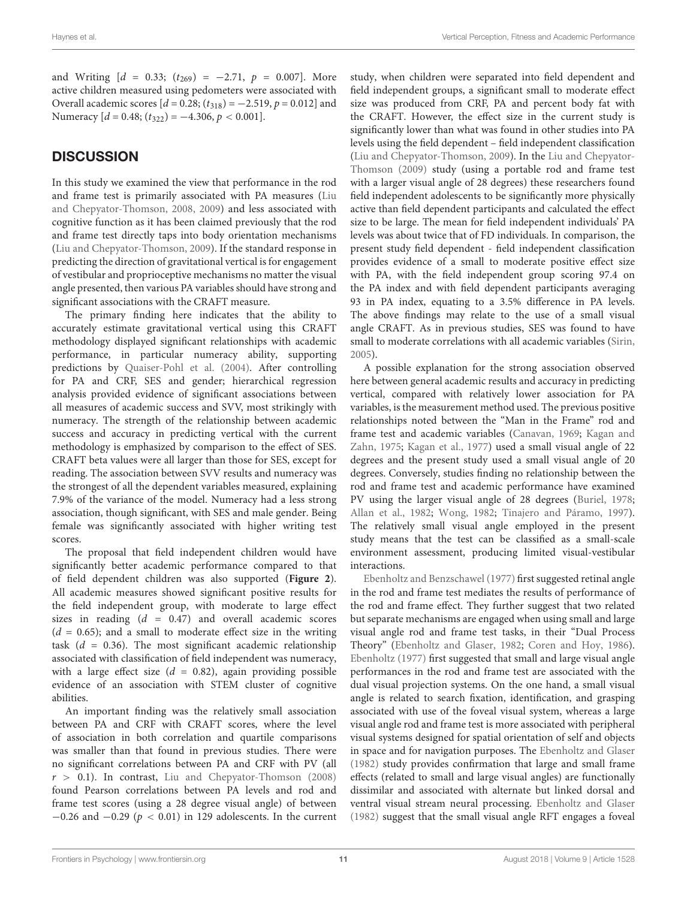and Writing [$d$ = 0.33; ($t_{269}$) = −2.71, $p$ = 0.007]. More active children measured using pedometers were associated with Overall academic scores [$d$ = 0.28; ($t_{318}$) = −2.519, $p$ = 0.012] and Numeracy [$d$ = 0.48; ($t_{322}$) = −4.306, $p$ < 0.001].

## DISCUSSION

In this study we examined the view that performance in the rod and frame test is primarily associated with PA measures (Liu and Chepyator-Thomson, 2008, 2009) and less associated with cognitive function as it has been claimed previously that the rod and frame test directly taps into body orientation mechanisms (Liu and Chepyator-Thomson, 2009). If the standard response in predicting the direction of gravitational vertical is for engagement of vestibular and proprioceptive mechanisms no matter the visual angle presented, then various PA variables should have strong and significant associations with the CRAFT measure.

The primary finding here indicates that the ability to accurately estimate gravitational vertical using this CRAFT methodology displayed significant relationships with academic performance, in particular numeracy ability, supporting predictions by Quaiser-Pohl et al. (2004). After controlling for PA and CRF, SES and gender; hierarchical regression analysis provided evidence of significant associations between all measures of academic success and SVV, most strikingly with numeracy. The strength of the relationship between academic success and accuracy in predicting vertical with the current methodology is emphasized by comparison to the effect of SES. CRAFT beta values were all larger than those for SES, except for reading. The association between SVV results and numeracy was the strongest of all the dependent variables measured, explaining 7.9% of the variance of the model. Numeracy had a less strong association, though significant, with SES and male gender. Being female was significantly associated with higher writing test scores.

The proposal that field independent children would have significantly better academic performance compared to that of field dependent children was also supported (**Figure 2**). All academic measures showed significant positive results for the field independent group, with moderate to large effect sizes in reading ($d$ = 0.47) and overall academic scores ($d$ = 0.65); and a small to moderate effect size in the writing task ($d$ = 0.36). The most significant academic relationship associated with classification of field independent was numeracy, with a large effect size ($d$ = 0.82), again providing possible evidence of an association with STEM cluster of cognitive abilities.

An important finding was the relatively small association between PA and CRF with CRAFT scores, where the level of association in both correlation and quartile comparisons was smaller than that found in previous studies. There were no significant correlations between PA and CRF with PV (all $r$ > 0.1). In contrast, Liu and Chepyator-Thomson (2008) found Pearson correlations between PA levels and rod and frame test scores (using a 28 degree visual angle) of between −0.26 and −0.29 ($p$ < 0.01) in 129 adolescents. In the current study, when children were separated into field dependent and field independent groups, a significant small to moderate effect size was produced from CRF, PA and percent body fat with the CRAFT. However, the effect size in the current study is significantly lower than what was found in other studies into PA levels using the field dependent – field independent classification (Liu and Chepyator-Thomson, 2009). In the Liu and Chepyator-Thomson (2009) study (using a portable rod and frame test with a larger visual angle of 28 degrees) these researchers found field independent adolescents to be significantly more physically active than field dependent participants and calculated the effect size to be large. The mean for field independent individuals' PA levels was about twice that of FD individuals. In comparison, the present study field dependent - field independent classification provides evidence of a small to moderate positive effect size with PA, with the field independent group scoring 97.4 on the PA index and with field dependent participants averaging 93 in PA index, equating to a 3.5% difference in PA levels. The above findings may relate to the use of a small visual angle CRAFT. As in previous studies, SES was found to have small to moderate correlations with all academic variables (Sirin, 2005).

A possible explanation for the strong association observed here between general academic results and accuracy in predicting vertical, compared with relatively lower association for PA variables, is the measurement method used. The previous positive relationships noted between the "Man in the Frame" rod and frame test and academic variables (Canavan, 1969; Kagan and Zahn, 1975; Kagan et al., 1977) used a small visual angle of 22 degrees and the present study used a small visual angle of 20 degrees. Conversely, studies finding no relationship between the rod and frame test and academic performance have examined PV using the larger visual angle of 28 degrees (Buriel, 1978; Allan et al., 1982; Wong, 1982; Tinajero and Páramo, 1997). The relatively small visual angle employed in the present study means that the test can be classified as a small-scale environment assessment, producing limited visual-vestibular interactions.

Ebenholtz and Benzschawel (1977) first suggested retinal angle in the rod and frame test mediates the results of performance of the rod and frame effect. They further suggest that two related but separate mechanisms are engaged when using small and large visual angle rod and frame test tasks, in their "Dual Process Theory" (Ebenholtz and Glaser, 1982; Coren and Hoy, 1986). Ebenholtz (1977) first suggested that small and large visual angle performances in the rod and frame test are associated with the dual visual projection systems. On the one hand, a small visual angle is related to search fixation, identification, and grasping associated with use of the foveal visual system, whereas a large visual angle rod and frame test is more associated with peripheral visual systems designed for spatial orientation of self and objects in space and for navigation purposes. The Ebenholtz and Glaser (1982) study provides confirmation that large and small frame effects (related to small and large visual angles) are functionally dissimilar and associated with alternate but linked dorsal and ventral visual stream neural processing. Ebenholtz and Glaser (1982) suggest that the small visual angle RFT engages a foveal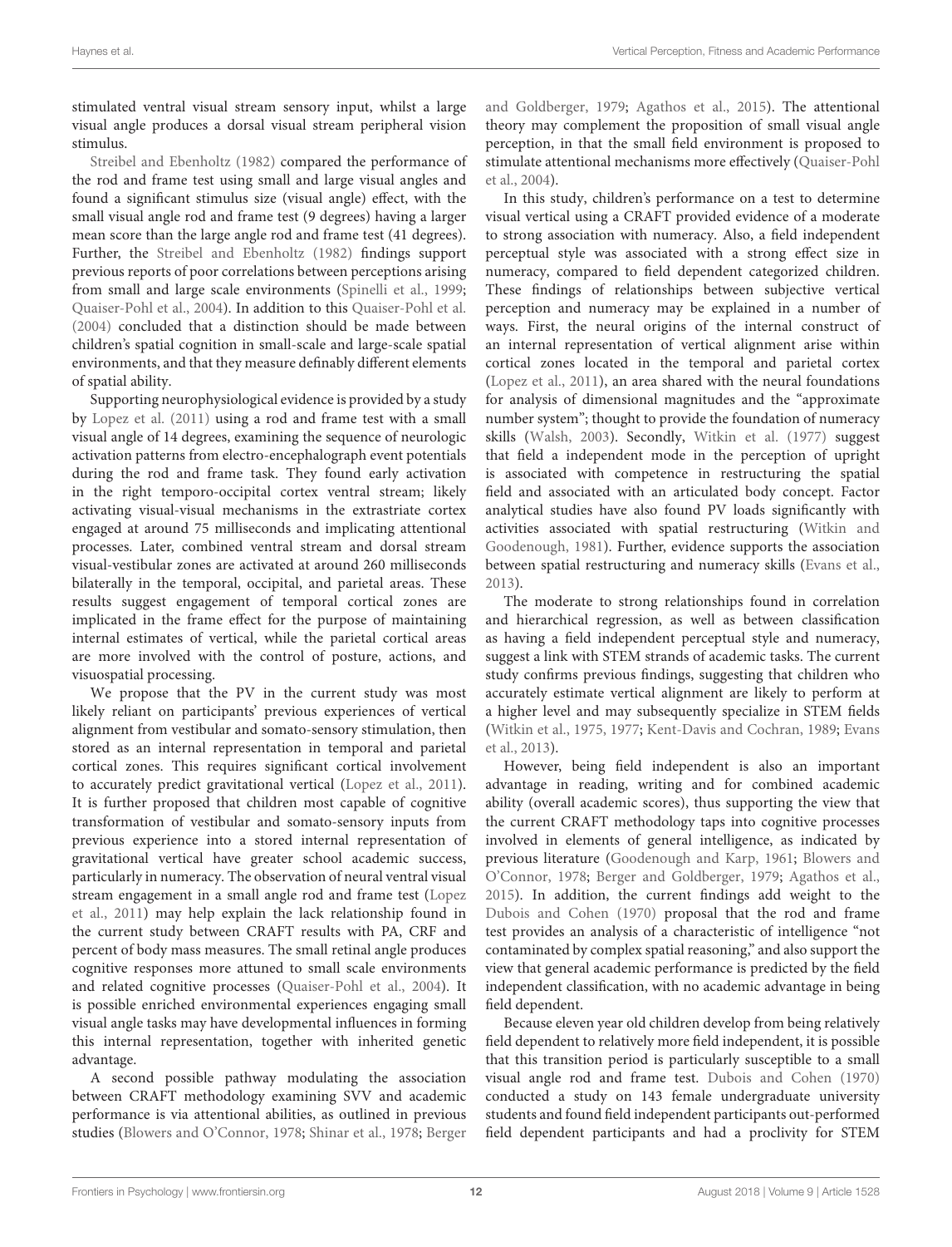stimulated ventral visual stream sensory input, whilst a large visual angle produces a dorsal visual stream peripheral vision stimulus.

Streibel and Ebenholtz (1982) compared the performance of the rod and frame test using small and large visual angles and found a significant stimulus size (visual angle) effect, with the small visual angle rod and frame test (9 degrees) having a larger mean score than the large angle rod and frame test (41 degrees). Further, the Streibel and Ebenholtz (1982) findings support previous reports of poor correlations between perceptions arising from small and large scale environments (Spinelli et al., 1999; Quaiser-Pohl et al., 2004). In addition to this Quaiser-Pohl et al. (2004) concluded that a distinction should be made between children's spatial cognition in small-scale and large-scale spatial environments, and that they measure definably different elements of spatial ability.

Supporting neurophysiological evidence is provided by a study by Lopez et al. (2011) using a rod and frame test with a small visual angle of 14 degrees, examining the sequence of neurologic activation patterns from electro-encephalograph event potentials during the rod and frame task. They found early activation in the right temporo-occipital cortex ventral stream; likely activating visual-visual mechanisms in the extrastriate cortex engaged at around 75 milliseconds and implicating attentional processes. Later, combined ventral stream and dorsal stream visual-vestibular zones are activated at around 260 milliseconds bilaterally in the temporal, occipital, and parietal areas. These results suggest engagement of temporal cortical zones are implicated in the frame effect for the purpose of maintaining internal estimates of vertical, while the parietal cortical areas are more involved with the control of posture, actions, and visuospatial processing.

We propose that the PV in the current study was most likely reliant on participants' previous experiences of vertical alignment from vestibular and somato-sensory stimulation, then stored as an internal representation in temporal and parietal cortical zones. This requires significant cortical involvement to accurately predict gravitational vertical (Lopez et al., 2011). It is further proposed that children most capable of cognitive transformation of vestibular and somato-sensory inputs from previous experience into a stored internal representation of gravitational vertical have greater school academic success, particularly in numeracy. The observation of neural ventral visual stream engagement in a small angle rod and frame test (Lopez et al., 2011) may help explain the lack relationship found in the current study between CRAFT results with PA, CRF and percent of body mass measures. The small retinal angle produces cognitive responses more attuned to small scale environments and related cognitive processes (Quaiser-Pohl et al., 2004). It is possible enriched environmental experiences engaging small visual angle tasks may have developmental influences in forming this internal representation, together with inherited genetic advantage.

A second possible pathway modulating the association between CRAFT methodology examining SVV and academic performance is via attentional abilities, as outlined in previous studies (Blowers and O'Connor, 1978; Shinar et al., 1978; Berger and Goldberger, 1979; Agathos et al., 2015). The attentional theory may complement the proposition of small visual angle perception, in that the small field environment is proposed to stimulate attentional mechanisms more effectively (Quaiser-Pohl et al., 2004).

In this study, children's performance on a test to determine visual vertical using a CRAFT provided evidence of a moderate to strong association with numeracy. Also, a field independent perceptual style was associated with a strong effect size in numeracy, compared to field dependent categorized children. These findings of relationships between subjective vertical perception and numeracy may be explained in a number of ways. First, the neural origins of the internal construct of an internal representation of vertical alignment arise within cortical zones located in the temporal and parietal cortex (Lopez et al., 2011), an area shared with the neural foundations for analysis of dimensional magnitudes and the "approximate number system"; thought to provide the foundation of numeracy skills (Walsh, 2003). Secondly, Witkin et al. (1977) suggest that field a independent mode in the perception of upright is associated with competence in restructuring the spatial field and associated with an articulated body concept. Factor analytical studies have also found PV loads significantly with activities associated with spatial restructuring (Witkin and Goodenough, 1981). Further, evidence supports the association between spatial restructuring and numeracy skills (Evans et al., 2013).

The moderate to strong relationships found in correlation and hierarchical regression, as well as between classification as having a field independent perceptual style and numeracy, suggest a link with STEM strands of academic tasks. The current study confirms previous findings, suggesting that children who accurately estimate vertical alignment are likely to perform at a higher level and may subsequently specialize in STEM fields (Witkin et al., 1975, 1977; Kent-Davis and Cochran, 1989; Evans et al., 2013).

However, being field independent is also an important advantage in reading, writing and for combined academic ability (overall academic scores), thus supporting the view that the current CRAFT methodology taps into cognitive processes involved in elements of general intelligence, as indicated by previous literature (Goodenough and Karp, 1961; Blowers and O'Connor, 1978; Berger and Goldberger, 1979; Agathos et al., 2015). In addition, the current findings add weight to the Dubois and Cohen (1970) proposal that the rod and frame test provides an analysis of a characteristic of intelligence "not contaminated by complex spatial reasoning," and also support the view that general academic performance is predicted by the field independent classification, with no academic advantage in being field dependent.

Because eleven year old children develop from being relatively field dependent to relatively more field independent, it is possible that this transition period is particularly susceptible to a small visual angle rod and frame test. Dubois and Cohen (1970) conducted a study on 143 female undergraduate university students and found field independent participants out-performed field dependent participants and had a proclivity for STEM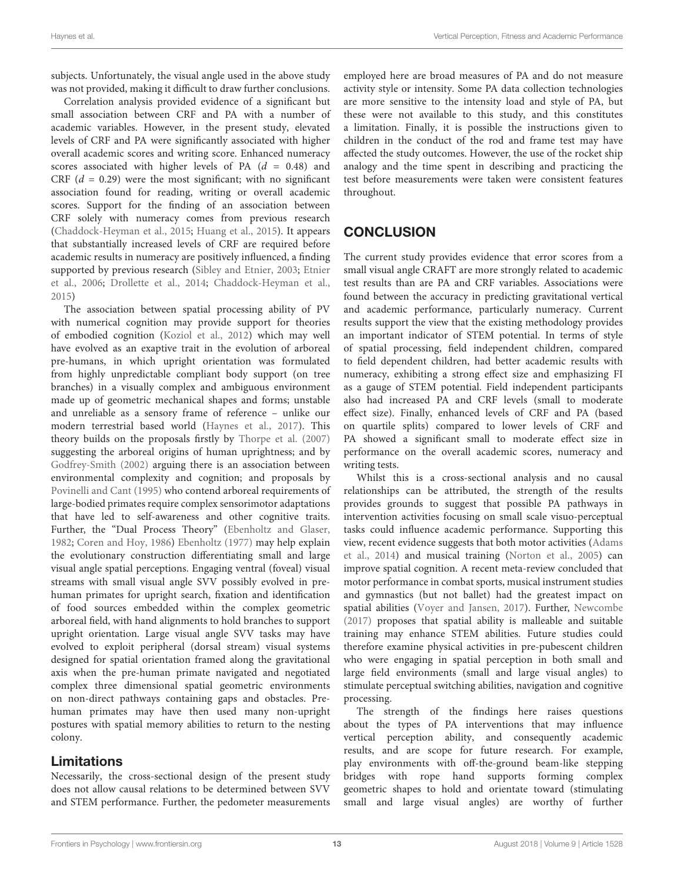subjects. Unfortunately, the visual angle used in the above study was not provided, making it difficult to draw further conclusions.

Correlation analysis provided evidence of a significant but small association between CRF and PA with a number of academic variables. However, in the present study, elevated levels of CRF and PA were significantly associated with higher overall academic scores and writing score. Enhanced numeracy scores associated with higher levels of PA ($d$ = 0.48) and CRF ($d$ = 0.29) were the most significant; with no significant association found for reading, writing or overall academic scores. Support for the finding of an association between CRF solely with numeracy comes from previous research (Chaddock-Heyman et al., 2015; Huang et al., 2015). It appears that substantially increased levels of CRF are required before academic results in numeracy are positively influenced, a finding supported by previous research (Sibley and Etnier, 2003; Etnier et al., 2006; Drollette et al., 2014; Chaddock-Heyman et al., 2015)

The association between spatial processing ability of PV with numerical cognition may provide support for theories of embodied cognition (Koziol et al., 2012) which may well have evolved as an exaptive trait in the evolution of arboreal pre-humans, in which upright orientation was formulated from highly unpredictable compliant body support (on tree branches) in a visually complex and ambiguous environment made up of geometric mechanical shapes and forms; unstable and unreliable as a sensory frame of reference – unlike our modern terrestrial based world (Haynes et al., 2017). This theory builds on the proposals firstly by Thorpe et al. (2007) suggesting the arboreal origins of human uprightness; and by Godfrey-Smith (2002) arguing there is an association between environmental complexity and cognition; and proposals by Povinelli and Cant (1995) who contend arboreal requirements of large-bodied primates require complex sensorimotor adaptations that have led to self-awareness and other cognitive traits. Further, the "Dual Process Theory" (Ebenholtz and Glaser, 1982; Coren and Hoy, 1986) Ebenholtz (1977) may help explain the evolutionary construction differentiating small and large visual angle spatial perceptions. Engaging ventral (foveal) visual streams with small visual angle SVV possibly evolved in pre-human primates for upright search, fixation and identification of food sources embedded within the complex geometric arboreal field, with hand alignments to hold branches to support upright orientation. Large visual angle SVV tasks may have evolved to exploit peripheral (dorsal stream) visual systems designed for spatial orientation framed along the gravitational axis when the pre-human primate navigated and negotiated complex three dimensional spatial geometric environments on non-direct pathways containing gaps and obstacles. Pre-human primates may have then used many non-upright postures with spatial memory abilities to return to the nesting colony.

## Limitations

Necessarily, the cross-sectional design of the present study does not allow causal relations to be determined between SVV and STEM performance. Further, the pedometer measurements employed here are broad measures of PA and do not measure activity style or intensity. Some PA data collection technologies are more sensitive to the intensity load and style of PA, but these were not available to this study, and this constitutes a limitation. Finally, it is possible the instructions given to children in the conduct of the rod and frame test may have affected the study outcomes. However, the use of the rocket ship analogy and the time spent in describing and practicing the test before measurements were taken were consistent features throughout.

# CONCLUSION

The current study provides evidence that error scores from a small visual angle CRAFT are more strongly related to academic test results than are PA and CRF variables. Associations were found between the accuracy in predicting gravitational vertical and academic performance, particularly numeracy. Current results support the view that the existing methodology provides an important indicator of STEM potential. In terms of style of spatial processing, field independent children, compared to field dependent children, had better academic results with numeracy, exhibiting a strong effect size and emphasizing FI as a gauge of STEM potential. Field independent participants also had increased PA and CRF levels (small to moderate effect size). Finally, enhanced levels of CRF and PA (based on quartile splits) compared to lower levels of CRF and PA showed a significant small to moderate effect size in performance on the overall academic scores, numeracy and writing tests.

Whilst this is a cross-sectional analysis and no causal relationships can be attributed, the strength of the results provides grounds to suggest that possible PA pathways in intervention activities focusing on small scale visuo-perceptual tasks could influence academic performance. Supporting this view, recent evidence suggests that both motor activities (Adams et al., 2014) and musical training (Norton et al., 2005) can improve spatial cognition. A recent meta-review concluded that motor performance in combat sports, musical instrument studies and gymnastics (but not ballet) had the greatest impact on spatial abilities (Voyer and Jansen, 2017). Further, Newcombe (2017) proposes that spatial ability is malleable and suitable training may enhance STEM abilities. Future studies could therefore examine physical activities in pre-pubescent children who were engaging in spatial perception in both small and large field environments (small and large visual angles) to stimulate perceptual switching abilities, navigation and cognitive processing.

The strength of the findings here raises questions about the types of PA interventions that may influence vertical perception ability, and consequently academic results, and are scope for future research. For example, play environments with off-the-ground beam-like stepping bridges with rope hand supports forming complex geometric shapes to hold and orientate toward (stimulating small and large visual angles) are worthy of further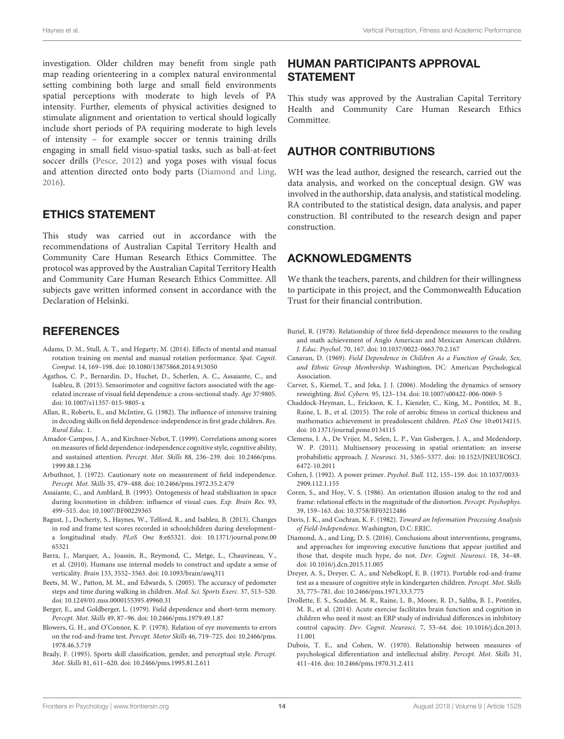investigation. Older children may benefit from single path map reading orienteering in a complex natural environmental setting combining both large and small field environments spatial perceptions with moderate to high levels of PA intensity. Further, elements of physical activities designed to stimulate alignment and orientation to vertical should logically include short periods of PA requiring moderate to high levels of intensity – for example soccer or tennis training drills engaging in small field visuo-spatial tasks, such as ball-at-feet soccer drills (Pesce, 2012) and yoga poses with visual focus and attention directed onto body parts (Diamond and Ling, 2016).

## ETHICS STATEMENT

This study was carried out in accordance with the recommendations of Australian Capital Territory Health and Community Care Human Research Ethics Committee. The protocol was approved by the Australian Capital Territory Health and Community Care Human Research Ethics Committee. All subjects gave written informed consent in accordance with the Declaration of Helsinki.

## HUMAN PARTICIPANTS APPROVAL STATEMENT

This study was approved by the Australian Capital Territory Health and Community Care Human Research Ethics Committee.

## AUTHOR CONTRIBUTIONS

WH was the lead author, designed the research, carried out the data analysis, and worked on the conceptual design. GW was involved in the authorship, data analysis, and statistical modeling. RA contributed to the statistical design, data analysis, and paper construction. BI contributed to the research design and paper construction.

## ACKNOWLEDGMENTS

We thank the teachers, parents, and children for their willingness to participate in this project, and the Commonwealth Education Trust for their financial contribution.

## REFERENCES

Adams, D. M., Stull, A. T., and Hegarty, M. (2014). Effects of mental and manual rotation training on mental and manual rotation performance. *Spat. Cognit. Comput.* 14, 169–198. doi: 10.1080/13875868.2014.913050

Agathos, C. P., Bernardin, D., Huchet, D., Scherlen, A. C., Assaiante, C., and Isableu, B. (2015). Sensorimotor and cognitive factors associated with the age-related increase of visual field dependence: a cross-sectional study. *Age* 37:9805. doi: 10.1007/s11357-015-9805-x

Allan, R., Roberts, E., and McIntire, G. (1982). The influence of intensive training in decoding skills on field dependence-independence in first grade children. *Res. Rural Educ.* 1.

Amador-Campos, J. A., and Kirchner-Nebot, T. (1999). Correlations among scores on measures of field dependence-independence cognitive style, cognitive ability, and sustained attention. *Percept. Mot. Skills* 88, 236–239. doi: 10.2466/pms.1999.88.1.236

Arbuthnot, J. (1972). Cautionary note on measurement of field independence. *Percept. Mot. Skills* 35, 479–488. doi: 10.2466/pms.1972.35.2.479

Assaiante, C., and Amblard, B. (1993). Ontogenesis of head stabilization in space during locomotion in children: influence of visual cues. *Exp. Brain Res.* 93, 499–515. doi: 10.1007/BF00229365

Bagust, J., Docherty, S., Haynes, W., Telford, R., and Isableu, B. (2013). Changes in rod and frame test scores recorded in schoolchildren during development–a longitudinal study. *PLoS One* 8:e65321. doi: 10.1371/journal.pone.0065321

Barra, J., Marquer, A., Joassin, R., Reymond, C., Metge, L., Chauvineau, V., et al. (2010). Humans use internal models to construct and update a sense of verticality. *Brain* 133, 3552–3563. doi: 10.1093/brain/awq311

Beets, M. W., Patton, M. M., and Edwards, S. (2005). The accuracy of pedometer steps and time during walking in children. *Med. Sci. Sports Exerc.* 37, 513–520. doi: 10.1249/01.mss.0000155395.49960.31

Berger, E., and Goldberger, L. (1979). Field dependence and short-term memory. *Percept. Mot. Skills* 49, 87–96. doi: 10.2466/pms.1979.49.1.87

Blowers, G. H., and O'Connor, K. P. (1978). Relation of eye movements to errors on the rod-and-frame test. *Percept. Motor Skills* 46, 719–725. doi: 10.2466/pms.1978.46.3.719

Brady, F. (1995). Sports skill classification, gender, and perceptual style. *Percept. Mot. Skills* 81, 611–620. doi: 10.2466/pms.1995.81.2.611

Buriel, R. (1978). Relationship of three field-dependence measures to the reading and math achievement of Anglo American and Mexican American children. *J. Educ. Psychol.* 70, 167. doi: 10.1037/0022-0663.70.2.167

Canavan, D. (1969). *Field Dependence in Children As a Function of Grade, Sex, and Ethnic Group Membership*. Washington, DC: American Psychological Association.

Carver, S., Kiemel, T., and Jeka, J. J. (2006). Modeling the dynamics of sensory reweighting. *Biol. Cybern.* 95, 123–134. doi: 10.1007/s00422-006-0069-5

Chaddock-Heyman, L., Erickson, K. I., Kienzler, C., King, M., Pontifex, M. B., Raine, L. B., et al. (2015). The role of aerobic fitness in cortical thickness and mathematics achievement in preadolescent children. *PLoS One* 10:e0134115. doi: 10.1371/journal.pone.0134115

Clemens, I. A., De Vrijer, M., Selen, L. P., Van Gisbergen, J. A., and Medendorp, W. P. (2011). Multisensory processing in spatial orientation: an inverse probabilistic approach. *J. Neurosci.* 31, 5365–5377. doi: 10.1523/JNEUROSCI.6472-10.2011

Cohen, J. (1992). A power primer. *Psychol. Bull.* 112, 155–159. doi: 10.1037/0033-2909.112.1.155

Coren, S., and Hoy, V. S. (1986). An orientation illusion analog to the rod and frame: relational effects in the magnitude of the distortion. *Percept. Psychophys.* 39, 159–163. doi: 10.3758/BF03212486

Davis, J. K., and Cochran, K. F. (1982). *Toward an Information Processing Analysis of Field-Independence*. Washington, D.C: ERIC.

Diamond, A., and Ling, D. S. (2016). Conclusions about interventions, programs, and approaches for improving executive functions that appear justified and those that, despite much hype, do not. *Dev. Cognit. Neurosci.* 18, 34–48. doi: 10.1016/j.dcn.2015.11.005

Dreyer, A. S., Dreyer, C. A., and Nebelkopf, E. B. (1971). Portable rod-and-frame test as a measure of cognitive style in kindergarten children. *Percept. Mot. Skills* 33, 775–781. doi: 10.2466/pms.1971.33.3.775

Drollette, E. S., Scudder, M. R., Raine, L. B., Moore, R. D., Saliba, B. J., Pontifex, M. B., et al. (2014). Acute exercise facilitates brain function and cognition in children who need it most: an ERP study of individual differences in inhibitory control capacity. *Dev. Cognit. Neurosci.* 7, 53–64. doi: 10.1016/j.dcn.2013.11.001

Dubois, T. E., and Cohen, W. (1970). Relationship between measures of psychological differentiation and intellectual ability. *Percept. Mot. Skills* 31, 411–416. doi: 10.2466/pms.1970.31.2.411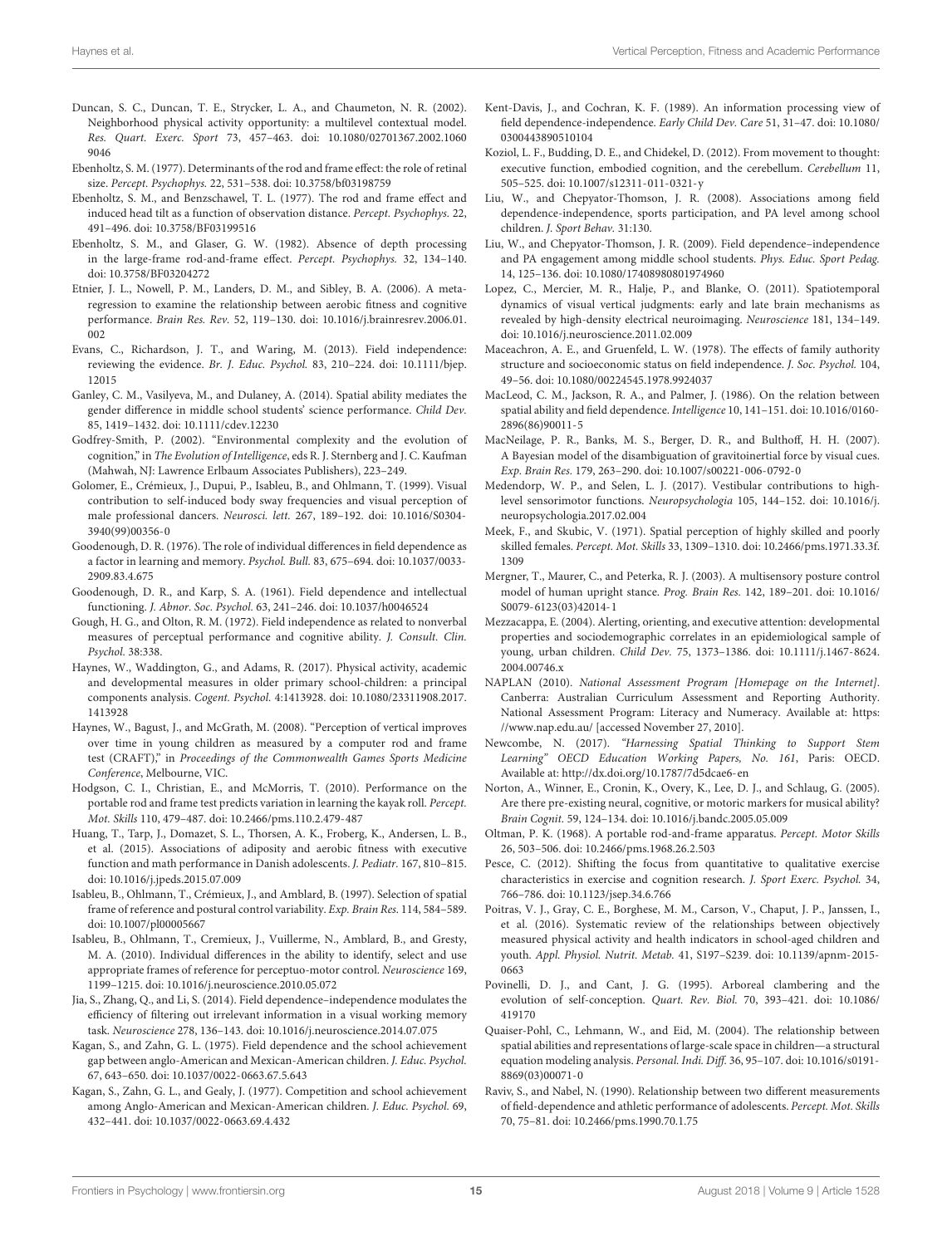Duncan, S. C., Duncan, T. E., Strycker, L. A., and Chaumeton, N. R. (2002). Neighborhood physical activity opportunity: a multilevel contextual model. *Res. Quart. Exerc. Sport* 73, 457–463. doi: 10.1080/02701367.2002.10609046

Ebenholtz, S. M. (1977). Determinants of the rod and frame effect: the role of retinal size. *Percept. Psychophys.* 22, 531–538. doi: 10.3758/bf03198759

Ebenholtz, S. M., and Benzschawel, T. L. (1977). The rod and frame effect and induced head tilt as a function of observation distance. *Percept. Psychophys.* 22, 491–496. doi: 10.3758/BF03199516

Ebenholtz, S. M., and Glaser, G. W. (1982). Absence of depth processing in the large-frame rod-and-frame effect. *Percept. Psychophys.* 32, 134–140. doi: 10.3758/BF03204272

Etnier, J. L., Nowell, P. M., Landers, D. M., and Sibley, B. A. (2006). A meta-regression to examine the relationship between aerobic fitness and cognitive performance. *Brain Res. Rev.* 52, 119–130. doi: 10.1016/j.brainresrev.2006.01.002

Evans, C., Richardson, J. T., and Waring, M. (2013). Field independence: reviewing the evidence. *Br. J. Educ. Psychol.* 83, 210–224. doi: 10.1111/bjep.12015

Ganley, C. M., Vasilyeva, M., and Dulaney, A. (2014). Spatial ability mediates the gender difference in middle school students' science performance. *Child Dev.* 85, 1419–1432. doi: 10.1111/cdev.12230

Godfrey-Smith, P. (2002). "Environmental complexity and the evolution of cognition," in *The Evolution of Intelligence*, eds R. J. Sternberg and J. C. Kaufman (Mahwah, NJ: Lawrence Erlbaum Associates Publishers), 223–249.

Golomer, E., Crémieux, J., Dupui, P., Isableu, B., and Ohlmann, T. (1999). Visual contribution to self-induced body sway frequencies and visual perception of male professional dancers. *Neurosci. lett.* 267, 189–192. doi: 10.1016/S0304-3940(99)00356-0

Goodenough, D. R. (1976). The role of individual differences in field dependence as a factor in learning and memory. *Psychol. Bull.* 83, 675–694. doi: 10.1037/0033-2909.83.4.675

Goodenough, D. R., and Karp, S. A. (1961). Field dependence and intellectual functioning. *J. Abnor. Soc. Psychol.* 63, 241–246. doi: 10.1037/h0046524

Gough, H. G., and Olton, R. M. (1972). Field independence as related to nonverbal measures of perceptual performance and cognitive ability. *J. Consult. Clin. Psychol.* 38:338.

Haynes, W., Waddington, G., and Adams, R. (2017). Physical activity, academic and developmental measures in older primary school-children: a principal components analysis. *Cogent. Psychol.* 4:1413928. doi: 10.1080/23311908.2017.1413928

Haynes, W., Bagust, J., and McGrath, M. (2008). "Perception of vertical improves over time in young children as measured by a computer rod and frame test (CRAFT)," in *Proceedings of the Commonwealth Games Sports Medicine Conference*, Melbourne, VIC.

Hodgson, C. I., Christian, E., and McMorris, T. (2010). Performance on the portable rod and frame test predicts variation in learning the kayak roll. *Percept. Mot. Skills* 110, 479–487. doi: 10.2466/pms.110.2.479-487

Huang, T., Tarp, J., Domazet, S. L., Thorsen, A. K., Froberg, K., Andersen, L. B., et al. (2015). Associations of adiposity and aerobic fitness with executive function and math performance in Danish adolescents. *J. Pediatr.* 167, 810–815. doi: 10.1016/j.jpeds.2015.07.009

Isableu, B., Ohlmann, T., Crémieux, J., and Amblard, B. (1997). Selection of spatial frame of reference and postural control variability. *Exp. Brain Res.* 114, 584–589. doi: 10.1007/pl00005667

Isableu, B., Ohlmann, T., Cremieux, J., Vuillerme, N., Amblard, B., and Gresty, M. A. (2010). Individual differences in the ability to identify, select and use appropriate frames of reference for perceptuo-motor control. *Neuroscience* 169, 1199–1215. doi: 10.1016/j.neuroscience.2010.05.072

Jia, S., Zhang, Q., and Li, S. (2014). Field dependence–independence modulates the efficiency of filtering out irrelevant information in a visual working memory task. *Neuroscience* 278, 136–143. doi: 10.1016/j.neuroscience.2014.07.075

Kagan, S., and Zahn, G. L. (1975). Field dependence and the school achievement gap between anglo-American and Mexican-American children. *J. Educ. Psychol.* 67, 643–650. doi: 10.1037/0022-0663.67.5.643

Kagan, S., Zahn, G. L., and Gealy, J. (1977). Competition and school achievement among Anglo-American and Mexican-American children. *J. Educ. Psychol.* 69, 432–441. doi: 10.1037/0022-0663.69.4.432

Kent-Davis, J., and Cochran, K. F. (1989). An information processing view of field dependence-independence. *Early Child Dev. Care* 51, 31–47. doi: 10.1080/0300443890510104

Koziol, L. F., Budding, D. E., and Chidekel, D. (2012). From movement to thought: executive function, embodied cognition, and the cerebellum. *Cerebellum* 11, 505–525. doi: 10.1007/s12311-011-0321-y

Liu, W., and Chepyator-Thomson, J. R. (2008). Associations among field dependence-independence, sports participation, and PA level among school children. *J. Sport Behav.* 31:130.

Liu, W., and Chepyator-Thomson, J. R. (2009). Field dependence–independence and PA engagement among middle school students. *Phys. Educ. Sport Pedag.* 14, 125–136. doi: 10.1080/17408980801974960

Lopez, C., Mercier, M. R., Halje, P., and Blanke, O. (2011). Spatiotemporal dynamics of visual vertical judgments: early and late brain mechanisms as revealed by high-density electrical neuroimaging. *Neuroscience* 181, 134–149. doi: 10.1016/j.neuroscience.2011.02.009

Maceachron, A. E., and Gruenfeld, L. W. (1978). The effects of family authority structure and socioeconomic status on field independence. *J. Soc. Psychol.* 104, 49–56. doi: 10.1080/00224545.1978.9924037

MacLeod, C. M., Jackson, R. A., and Palmer, J. (1986). On the relation between spatial ability and field dependence. *Intelligence* 10, 141–151. doi: 10.1016/0160-2896(86)90011-5

MacNeilage, P. R., Banks, M. S., Berger, D. R., and Bulthoff, H. H. (2007). A Bayesian model of the disambiguation of gravitoinertial force by visual cues. *Exp. Brain Res.* 179, 263–290. doi: 10.1007/s00221-006-0792-0

Medendorp, W. P., and Selen, L. J. (2017). Vestibular contributions to high-level sensorimotor functions. *Neuropsychologia* 105, 144–152. doi: 10.1016/j.neuropsychologia.2017.02.004

Meek, F., and Skubic, V. (1971). Spatial perception of highly skilled and poorly skilled females. *Percept. Mot. Skills* 33, 1309–1310. doi: 10.2466/pms.1971.33.3f.1309

Mergner, T., Maurer, C., and Peterka, R. J. (2003). A multisensory posture control model of human upright stance. *Prog. Brain Res.* 142, 189–201. doi: 10.1016/S0079-6123(03)42014-1

Mezzacappa, E. (2004). Alerting, orienting, and executive attention: developmental properties and sociodemographic correlates in an epidemiological sample of young, urban children. *Child Dev.* 75, 1373–1386. doi: 10.1111/j.1467-8624.2004.00746.x

NAPLAN (2010). *National Assessment Program [Homepage on the Internet]*. Canberra: Australian Curriculum Assessment and Reporting Authority. National Assessment Program: Literacy and Numeracy. Available at: https://www.nap.edu.au/ [accessed November 27, 2010].

Newcombe, N. (2017). *"Harnessing Spatial Thinking to Support Stem Learning" OECD Education Working Papers, No. 161*, Paris: OECD. Available at: http://dx.doi.org/10.1787/7d5dcae6-en

Norton, A., Winner, E., Cronin, K., Overy, K., Lee, D. J., and Schlaug, G. (2005). Are there pre-existing neural, cognitive, or motoric markers for musical ability? *Brain Cognit.* 59, 124–134. doi: 10.1016/j.bandc.2005.05.009

Oltman, P. K. (1968). A portable rod-and-frame apparatus. *Percept. Motor Skills* 26, 503–506. doi: 10.2466/pms.1968.26.2.503

Pesce, C. (2012). Shifting the focus from quantitative to qualitative exercise characteristics in exercise and cognition research. *J. Sport Exerc. Psychol.* 34, 766–786. doi: 10.1123/jsep.34.6.766

Poitras, V. J., Gray, C. E., Borghese, M. M., Carson, V., Chaput, J. P., Janssen, I., et al. (2016). Systematic review of the relationships between objectively measured physical activity and health indicators in school-aged children and youth. *Appl. Physiol. Nutrit. Metab.* 41, S197–S239. doi: 10.1139/apnm-2015-0663

Povinelli, D. J., and Cant, J. G. (1995). Arboreal clambering and the evolution of self-conception. *Quart. Rev. Biol.* 70, 393–421. doi: 10.1086/419170

Quaiser-Pohl, C., Lehmann, W., and Eid, M. (2004). The relationship between spatial abilities and representations of large-scale space in children—a structural equation modeling analysis. *Personal. Indi. Diff.* 36, 95–107. doi: 10.1016/s0191-8869(03)00071-0

Raviv, S., and Nabel, N. (1990). Relationship between two different measurements of field-dependence and athletic performance of adolescents. *Percept. Mot. Skills* 70, 75–81. doi: 10.2466/pms.1990.70.1.75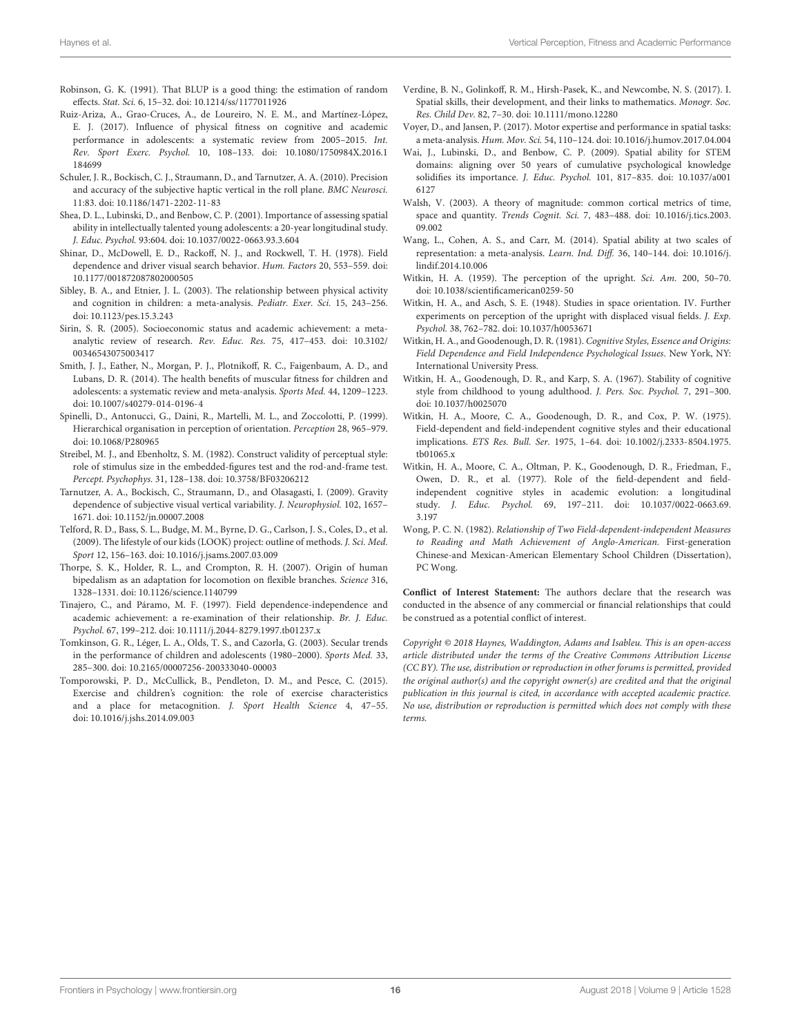Robinson, G. K. (1991). That BLUP is a good thing: the estimation of random effects. *Stat. Sci.* 6, 15–32. doi: 10.1214/ss/1177011926

Ruiz-Ariza, A., Grao-Cruces, A., de Loureiro, N. E. M., and Martínez-López, E. J. (2017). Influence of physical fitness on cognitive and academic performance in adolescents: a systematic review from 2005–2015. *Int. Rev. Sport Exerc. Psychol.* 10, 108–133. doi: 10.1080/1750984X.2016.1184699

Schuler, J. R., Bockisch, C. J., Straumann, D., and Tarnutzer, A. A. (2010). Precision and accuracy of the subjective haptic vertical in the roll plane. *BMC Neurosci.* 11:83. doi: 10.1186/1471-2202-11-83

Shea, D. L., Lubinski, D., and Benbow, C. P. (2001). Importance of assessing spatial ability in intellectually talented young adolescents: a 20-year longitudinal study. *J. Educ. Psychol.* 93:604. doi: 10.1037/0022-0663.93.3.604

Shinar, D., McDowell, E. D., Rackoff, N. J., and Rockwell, T. H. (1978). Field dependence and driver visual search behavior. *Hum. Factors* 20, 553–559. doi: 10.1177/001872087802000505

Sibley, B. A., and Etnier, J. L. (2003). The relationship between physical activity and cognition in children: a meta-analysis. *Pediatr. Exer. Sci.* 15, 243–256. doi: 10.1123/pes.15.3.243

Sirin, S. R. (2005). Socioeconomic status and academic achievement: a meta-analytic review of research. *Rev. Educ. Res.* 75, 417–453. doi: 10.3102/00346543075003417

Smith, J. J., Eather, N., Morgan, P. J., Plotnikoff, R. C., Faigenbaum, A. D., and Lubans, D. R. (2014). The health benefits of muscular fitness for children and adolescents: a systematic review and meta-analysis. *Sports Med.* 44, 1209–1223. doi: 10.1007/s40279-014-0196-4

Spinelli, D., Antonucci, G., Daini, R., Martelli, M. L., and Zoccolotti, P. (1999). Hierarchical organisation in perception of orientation. *Perception* 28, 965–979. doi: 10.1068/P280965

Streibel, M. J., and Ebenholtz, S. M. (1982). Construct validity of perceptual style: role of stimulus size in the embedded-figures test and the rod-and-frame test. *Percept. Psychophys.* 31, 128–138. doi: 10.3758/BF03206212

Tarnutzer, A. A., Bockisch, C., Straumann, D., and Olasagasti, I. (2009). Gravity dependence of subjective visual vertical variability. *J. Neurophysiol.* 102, 1657–1671. doi: 10.1152/jn.00007.2008

Telford, R. D., Bass, S. L., Budge, M. M., Byrne, D. G., Carlson, J. S., Coles, D., et al. (2009). The lifestyle of our kids (LOOK) project: outline of methods. *J. Sci. Med. Sport* 12, 156–163. doi: 10.1016/j.jsams.2007.03.009

Thorpe, S. K., Holder, R. L., and Crompton, R. H. (2007). Origin of human bipedalism as an adaptation for locomotion on flexible branches. *Science* 316, 1328–1331. doi: 10.1126/science.1140799

Tinajero, C., and Páramo, M. F. (1997). Field dependence-independence and academic achievement: a re-examination of their relationship. *Br. J. Educ. Psychol.* 67, 199–212. doi: 10.1111/j.2044-8279.1997.tb01237.x

Tomkinson, G. R., Léger, L. A., Olds, T. S., and Cazorla, G. (2003). Secular trends in the performance of children and adolescents (1980–2000). *Sports Med.* 33, 285–300. doi: 10.2165/00007256-200333040-00003

Tomporowski, P. D., McCullick, B., Pendleton, D. M., and Pesce, C. (2015). Exercise and children's cognition: the role of exercise characteristics and a place for metacognition. *J. Sport Health Science* 4, 47–55. doi: 10.1016/j.jshs.2014.09.003

Verdine, B. N., Golinkoff, R. M., Hirsh-Pasek, K., and Newcombe, N. S. (2017). I. Spatial skills, their development, and their links to mathematics. *Monogr. Soc. Res. Child Dev.* 82, 7–30. doi: 10.1111/mono.12280

Voyer, D., and Jansen, P. (2017). Motor expertise and performance in spatial tasks: a meta-analysis. *Hum. Mov. Sci.* 54, 110–124. doi: 10.1016/j.humov.2017.04.004

Wai, J., Lubinski, D., and Benbow, C. P. (2009). Spatial ability for STEM domains: aligning over 50 years of cumulative psychological knowledge solidifies its importance. *J. Educ. Psychol.* 101, 817–835. doi: 10.1037/a0016127

Walsh, V. (2003). A theory of magnitude: common cortical metrics of time, space and quantity. *Trends Cognit. Sci.* 7, 483–488. doi: 10.1016/j.tics.2003.09.002

Wang, L., Cohen, A. S., and Carr, M. (2014). Spatial ability at two scales of representation: a meta-analysis. *Learn. Ind. Diff.* 36, 140–144. doi: 10.1016/j.lindif.2014.10.006

Witkin, H. A. (1959). The perception of the upright. *Sci. Am.* 200, 50–70. doi: 10.1038/scientificamerican0259-50

Witkin, H. A., and Asch, S. E. (1948). Studies in space orientation. IV. Further experiments on perception of the upright with displaced visual fields. *J. Exp. Psychol.* 38, 762–782. doi: 10.1037/h0053671

Witkin, H. A., and Goodenough, D. R. (1981). *Cognitive Styles, Essence and Origins: Field Dependence and Field Independence Psychological Issues*. New York, NY: International University Press.

Witkin, H. A., Goodenough, D. R., and Karp, S. A. (1967). Stability of cognitive style from childhood to young adulthood. *J. Pers. Soc. Psychol.* 7, 291–300. doi: 10.1037/h0025070

Witkin, H. A., Moore, C. A., Goodenough, D. R., and Cox, P. W. (1975). Field-dependent and field-independent cognitive styles and their educational implications. *ETS Res. Bull. Ser.* 1975, 1–64. doi: 10.1002/j.2333-8504.1975.tb01065.x

Witkin, H. A., Moore, C. A., Oltman, P. K., Goodenough, D. R., Friedman, F., Owen, D. R., et al. (1977). Role of the field-dependent and field-independent cognitive styles in academic evolution: a longitudinal study. *J. Educ. Psychol.* 69, 197–211. doi: 10.1037/0022-0663.69.3.197

Wong, P. C. N. (1982). *Relationship of Two Field-dependent-independent Measures to Reading and Math Achievement of Anglo-American.* First-generation Chinese-and Mexican-American Elementary School Children (Dissertation), PC Wong.

**Conflict of Interest Statement:** The authors declare that the research was conducted in the absence of any commercial or financial relationships that could be construed as a potential conflict of interest.

*Copyright © 2018 Haynes, Waddington, Adams and Isableu. This is an open-access article distributed under the terms of the Creative Commons Attribution License (CC BY). The use, distribution or reproduction in other forums is permitted, provided the original author(s) and the copyright owner(s) are credited and that the original publication in this journal is cited, in accordance with accepted academic practice. No use, distribution or reproduction is permitted which does not comply with these terms.*